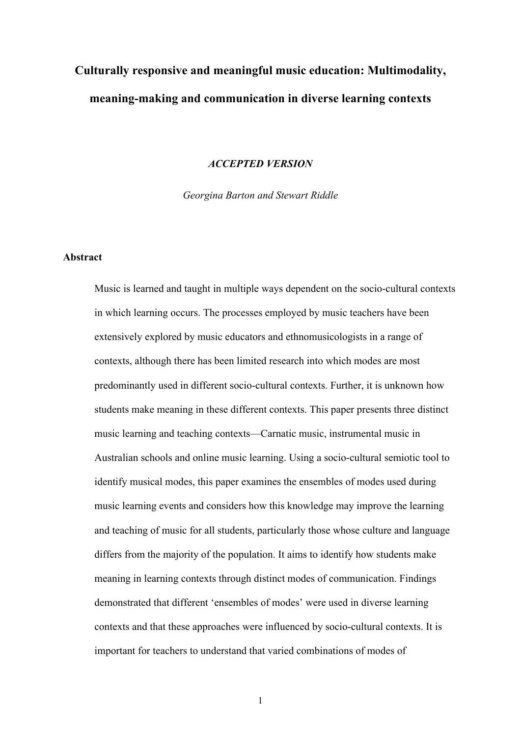# Culturally responsive and meaningful music education: Multimodality, meaning-making and communication in diverse learning contexts

***ACCEPTED VERSION***

*Georgina Barton and Stewart Riddle*

## Abstract

Music is learned and taught in multiple ways dependent on the socio-cultural contexts in which learning occurs. The processes employed by music teachers have been extensively explored by music educators and ethnomusicologists in a range of contexts, although there has been limited research into which modes are most predominantly used in different socio-cultural contexts. Further, it is unknown how students make meaning in these different contexts. This paper presents three distinct music learning and teaching contexts—Carnatic music, instrumental music in Australian schools and online music learning. Using a socio-cultural semiotic tool to identify musical modes, this paper examines the ensembles of modes used during music learning events and considers how this knowledge may improve the learning and teaching of music for all students, particularly those whose culture and language differs from the majority of the population. It aims to identify how students make meaning in learning contexts through distinct modes of communication. Findings demonstrated that different 'ensembles of modes' were used in diverse learning contexts and that these approaches were influenced by socio-cultural contexts. It is important for teachers to understand that varied combinations of modes of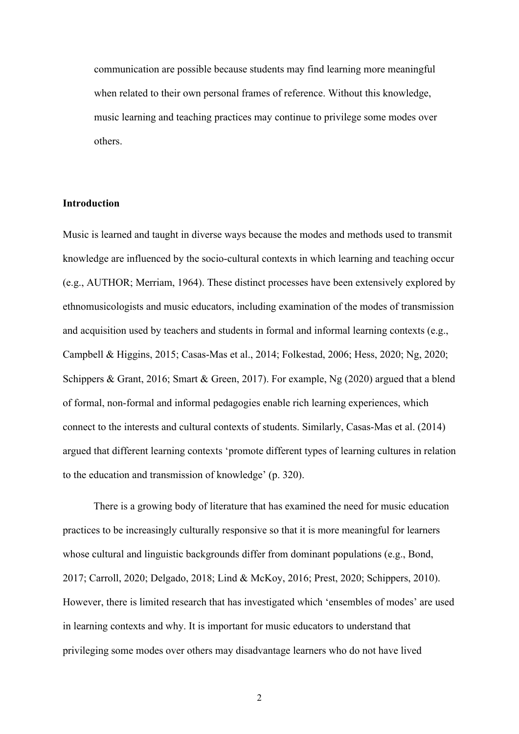communication are possible because students may find learning more meaningful when related to their own personal frames of reference. Without this knowledge, music learning and teaching practices may continue to privilege some modes over others.

## Introduction

Music is learned and taught in diverse ways because the modes and methods used to transmit knowledge are influenced by the socio-cultural contexts in which learning and teaching occur (e.g., AUTHOR; Merriam, 1964). These distinct processes have been extensively explored by ethnomusicologists and music educators, including examination of the modes of transmission and acquisition used by teachers and students in formal and informal learning contexts (e.g., Campbell & Higgins, 2015; Casas-Mas et al., 2014; Folkestad, 2006; Hess, 2020; Ng, 2020; Schippers & Grant, 2016; Smart & Green, 2017). For example, Ng (2020) argued that a blend of formal, non-formal and informal pedagogies enable rich learning experiences, which connect to the interests and cultural contexts of students. Similarly, Casas-Mas et al. (2014) argued that different learning contexts 'promote different types of learning cultures in relation to the education and transmission of knowledge' (p. 320).

There is a growing body of literature that has examined the need for music education practices to be increasingly culturally responsive so that it is more meaningful for learners whose cultural and linguistic backgrounds differ from dominant populations (e.g., Bond, 2017; Carroll, 2020; Delgado, 2018; Lind & McKoy, 2016; Prest, 2020; Schippers, 2010). However, there is limited research that has investigated which 'ensembles of modes' are used in learning contexts and why. It is important for music educators to understand that privileging some modes over others may disadvantage learners who do not have lived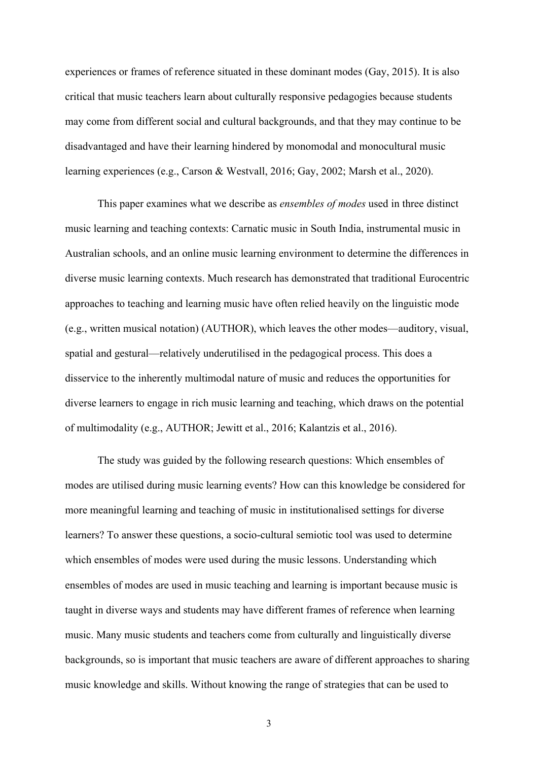experiences or frames of reference situated in these dominant modes (Gay, 2015). It is also critical that music teachers learn about culturally responsive pedagogies because students may come from different social and cultural backgrounds, and that they may continue to be disadvantaged and have their learning hindered by monomodal and monocultural music learning experiences (e.g., Carson & Westvall, 2016; Gay, 2002; Marsh et al., 2020).

This paper examines what we describe as *ensembles of modes* used in three distinct music learning and teaching contexts: Carnatic music in South India, instrumental music in Australian schools, and an online music learning environment to determine the differences in diverse music learning contexts. Much research has demonstrated that traditional Eurocentric approaches to teaching and learning music have often relied heavily on the linguistic mode (e.g., written musical notation) (AUTHOR), which leaves the other modes—auditory, visual, spatial and gestural—relatively underutilised in the pedagogical process. This does a disservice to the inherently multimodal nature of music and reduces the opportunities for diverse learners to engage in rich music learning and teaching, which draws on the potential of multimodality (e.g., AUTHOR; Jewitt et al., 2016; Kalantzis et al., 2016).

The study was guided by the following research questions: Which ensembles of modes are utilised during music learning events? How can this knowledge be considered for more meaningful learning and teaching of music in institutionalised settings for diverse learners? To answer these questions, a socio-cultural semiotic tool was used to determine which ensembles of modes were used during the music lessons. Understanding which ensembles of modes are used in music teaching and learning is important because music is taught in diverse ways and students may have different frames of reference when learning music. Many music students and teachers come from culturally and linguistically diverse backgrounds, so is important that music teachers are aware of different approaches to sharing music knowledge and skills. Without knowing the range of strategies that can be used to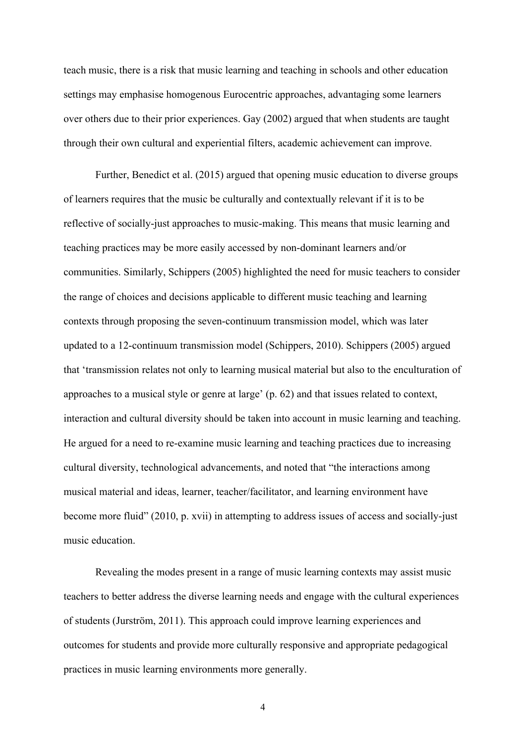teach music, there is a risk that music learning and teaching in schools and other education settings may emphasise homogenous Eurocentric approaches, advantaging some learners over others due to their prior experiences. Gay (2002) argued that when students are taught through their own cultural and experiential filters, academic achievement can improve.

Further, Benedict et al. (2015) argued that opening music education to diverse groups of learners requires that the music be culturally and contextually relevant if it is to be reflective of socially-just approaches to music-making. This means that music learning and teaching practices may be more easily accessed by non-dominant learners and/or communities. Similarly, Schippers (2005) highlighted the need for music teachers to consider the range of choices and decisions applicable to different music teaching and learning contexts through proposing the seven-continuum transmission model, which was later updated to a 12-continuum transmission model (Schippers, 2010). Schippers (2005) argued that 'transmission relates not only to learning musical material but also to the enculturation of approaches to a musical style or genre at large' (p. 62) and that issues related to context, interaction and cultural diversity should be taken into account in music learning and teaching. He argued for a need to re-examine music learning and teaching practices due to increasing cultural diversity, technological advancements, and noted that "the interactions among musical material and ideas, learner, teacher/facilitator, and learning environment have become more fluid" (2010, p. xvii) in attempting to address issues of access and socially-just music education.

Revealing the modes present in a range of music learning contexts may assist music teachers to better address the diverse learning needs and engage with the cultural experiences of students (Jurström, 2011). This approach could improve learning experiences and outcomes for students and provide more culturally responsive and appropriate pedagogical practices in music learning environments more generally.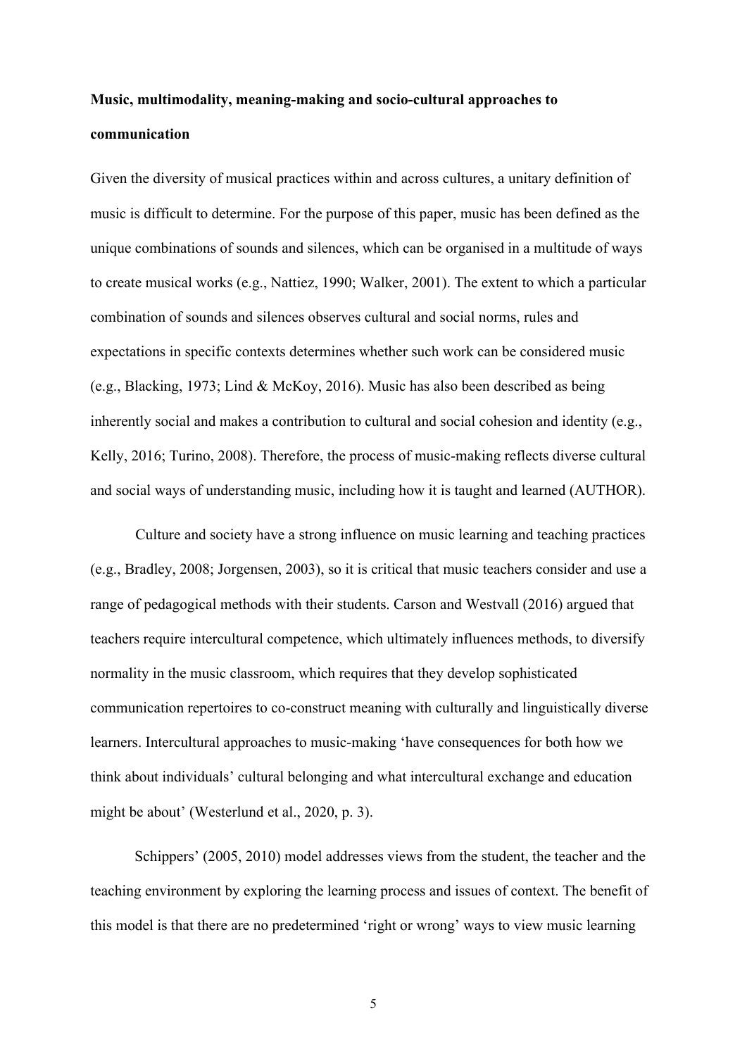**Music, multimodality, meaning-making and socio-cultural approaches to communication**

Given the diversity of musical practices within and across cultures, a unitary definition of music is difficult to determine. For the purpose of this paper, music has been defined as the unique combinations of sounds and silences, which can be organised in a multitude of ways to create musical works (e.g., Nattiez, 1990; Walker, 2001). The extent to which a particular combination of sounds and silences observes cultural and social norms, rules and expectations in specific contexts determines whether such work can be considered music (e.g., Blacking, 1973; Lind & McKoy, 2016). Music has also been described as being inherently social and makes a contribution to cultural and social cohesion and identity (e.g., Kelly, 2016; Turino, 2008). Therefore, the process of music-making reflects diverse cultural and social ways of understanding music, including how it is taught and learned (AUTHOR).

Culture and society have a strong influence on music learning and teaching practices (e.g., Bradley, 2008; Jorgensen, 2003), so it is critical that music teachers consider and use a range of pedagogical methods with their students. Carson and Westvall (2016) argued that teachers require intercultural competence, which ultimately influences methods, to diversify normality in the music classroom, which requires that they develop sophisticated communication repertoires to co-construct meaning with culturally and linguistically diverse learners. Intercultural approaches to music-making 'have consequences for both how we think about individuals' cultural belonging and what intercultural exchange and education might be about' (Westerlund et al., 2020, p. 3).

Schippers' (2005, 2010) model addresses views from the student, the teacher and the teaching environment by exploring the learning process and issues of context. The benefit of this model is that there are no predetermined 'right or wrong' ways to view music learning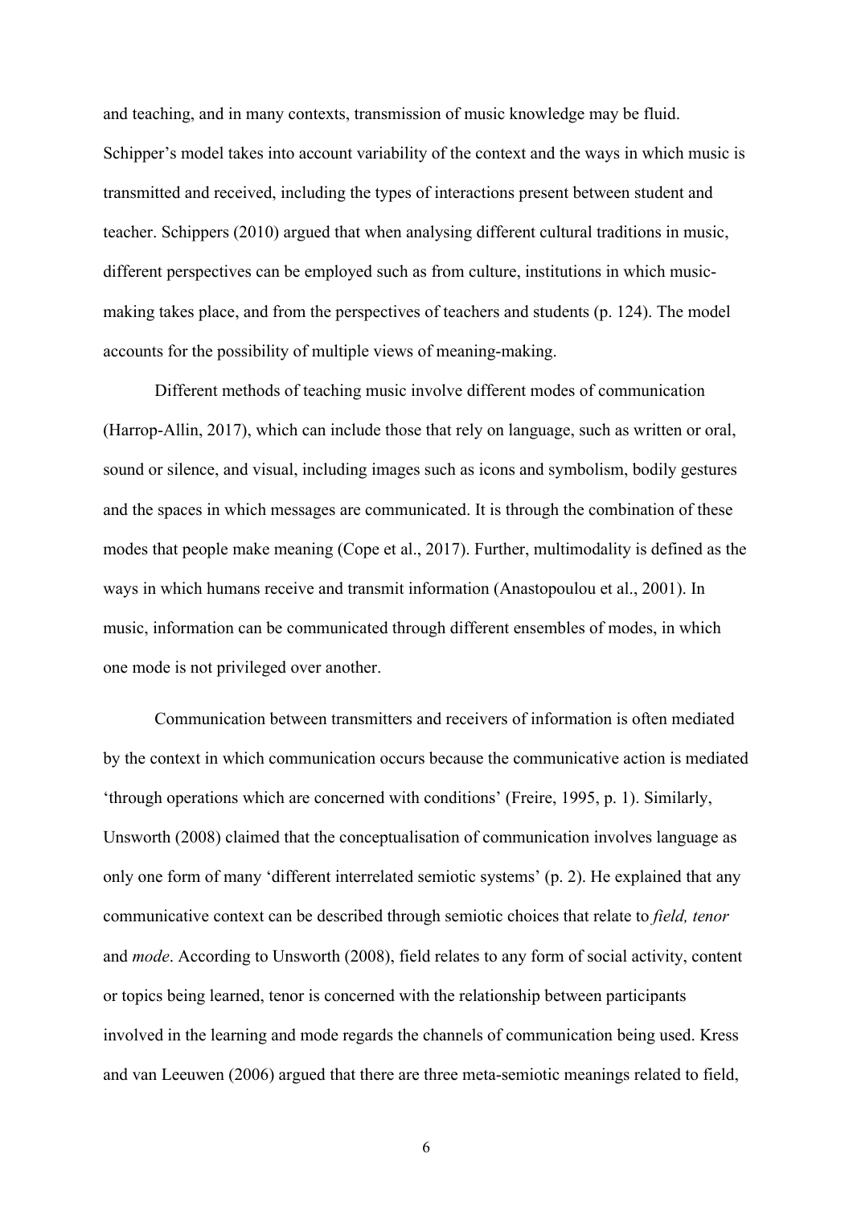and teaching, and in many contexts, transmission of music knowledge may be fluid. Schipper's model takes into account variability of the context and the ways in which music is transmitted and received, including the types of interactions present between student and teacher. Schippers (2010) argued that when analysing different cultural traditions in music, different perspectives can be employed such as from culture, institutions in which music-making takes place, and from the perspectives of teachers and students (p. 124). The model accounts for the possibility of multiple views of meaning-making.

Different methods of teaching music involve different modes of communication (Harrop-Allin, 2017), which can include those that rely on language, such as written or oral, sound or silence, and visual, including images such as icons and symbolism, bodily gestures and the spaces in which messages are communicated. It is through the combination of these modes that people make meaning (Cope et al., 2017). Further, multimodality is defined as the ways in which humans receive and transmit information (Anastopoulou et al., 2001). In music, information can be communicated through different ensembles of modes, in which one mode is not privileged over another.

Communication between transmitters and receivers of information is often mediated by the context in which communication occurs because the communicative action is mediated 'through operations which are concerned with conditions' (Freire, 1995, p. 1). Similarly, Unsworth (2008) claimed that the conceptualisation of communication involves language as only one form of many 'different interrelated semiotic systems' (p. 2). He explained that any communicative context can be described through semiotic choices that relate to *field, tenor* and *mode*. According to Unsworth (2008), field relates to any form of social activity, content or topics being learned, tenor is concerned with the relationship between participants involved in the learning and mode regards the channels of communication being used. Kress and van Leeuwen (2006) argued that there are three meta-semiotic meanings related to field,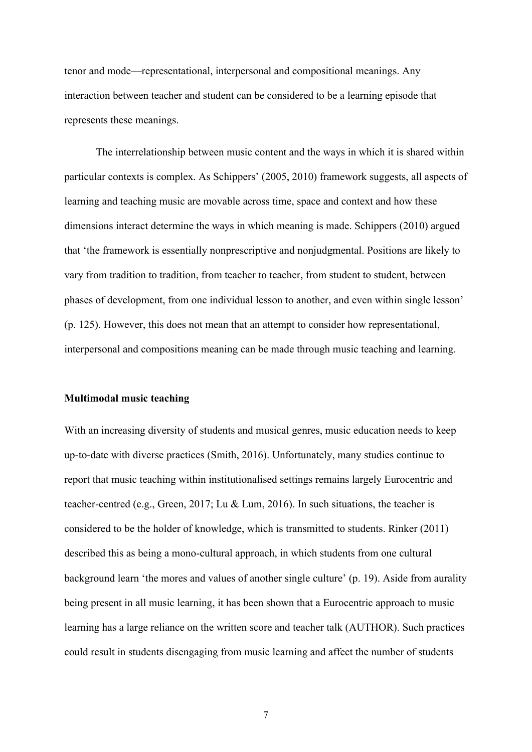tenor and mode—representational, interpersonal and compositional meanings. Any interaction between teacher and student can be considered to be a learning episode that represents these meanings.

The interrelationship between music content and the ways in which it is shared within particular contexts is complex. As Schippers' (2005, 2010) framework suggests, all aspects of learning and teaching music are movable across time, space and context and how these dimensions interact determine the ways in which meaning is made. Schippers (2010) argued that 'the framework is essentially nonprescriptive and nonjudgmental. Positions are likely to vary from tradition to tradition, from teacher to teacher, from student to student, between phases of development, from one individual lesson to another, and even within single lesson' (p. 125). However, this does not mean that an attempt to consider how representational, interpersonal and compositions meaning can be made through music teaching and learning.

**Multimodal music teaching**

With an increasing diversity of students and musical genres, music education needs to keep up-to-date with diverse practices (Smith, 2016). Unfortunately, many studies continue to report that music teaching within institutionalised settings remains largely Eurocentric and teacher-centred (e.g., Green, 2017; Lu & Lum, 2016). In such situations, the teacher is considered to be the holder of knowledge, which is transmitted to students. Rinker (2011) described this as being a mono-cultural approach, in which students from one cultural background learn 'the mores and values of another single culture' (p. 19). Aside from aurality being present in all music learning, it has been shown that a Eurocentric approach to music learning has a large reliance on the written score and teacher talk (AUTHOR). Such practices could result in students disengaging from music learning and affect the number of students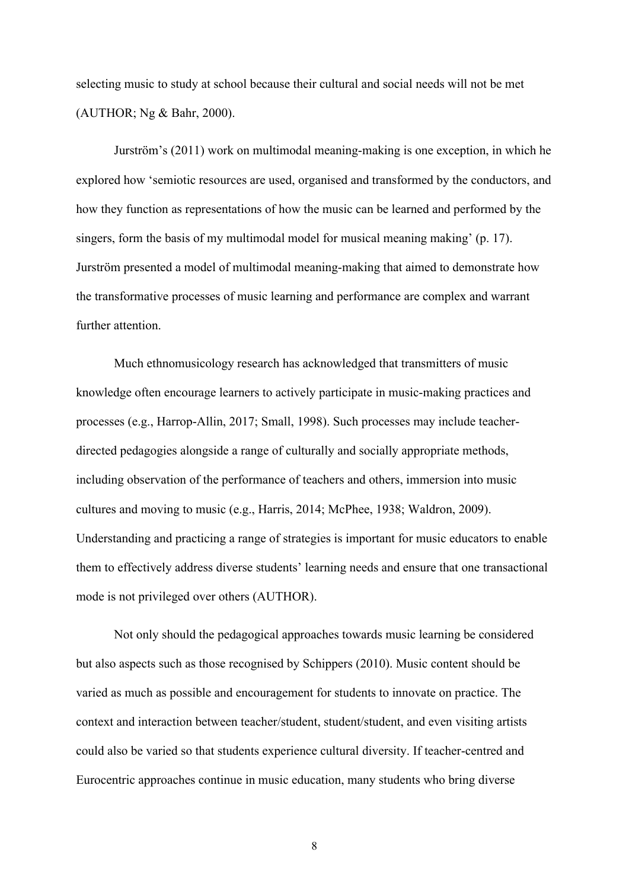selecting music to study at school because their cultural and social needs will not be met (AUTHOR; Ng & Bahr, 2000).

Jurström's (2011) work on multimodal meaning-making is one exception, in which he explored how 'semiotic resources are used, organised and transformed by the conductors, and how they function as representations of how the music can be learned and performed by the singers, form the basis of my multimodal model for musical meaning making' (p. 17). Jurström presented a model of multimodal meaning-making that aimed to demonstrate how the transformative processes of music learning and performance are complex and warrant further attention.

Much ethnomusicology research has acknowledged that transmitters of music knowledge often encourage learners to actively participate in music-making practices and processes (e.g., Harrop-Allin, 2017; Small, 1998). Such processes may include teacher-directed pedagogies alongside a range of culturally and socially appropriate methods, including observation of the performance of teachers and others, immersion into music cultures and moving to music (e.g., Harris, 2014; McPhee, 1938; Waldron, 2009). Understanding and practicing a range of strategies is important for music educators to enable them to effectively address diverse students' learning needs and ensure that one transactional mode is not privileged over others (AUTHOR).

Not only should the pedagogical approaches towards music learning be considered but also aspects such as those recognised by Schippers (2010). Music content should be varied as much as possible and encouragement for students to innovate on practice. The context and interaction between teacher/student, student/student, and even visiting artists could also be varied so that students experience cultural diversity. If teacher-centred and Eurocentric approaches continue in music education, many students who bring diverse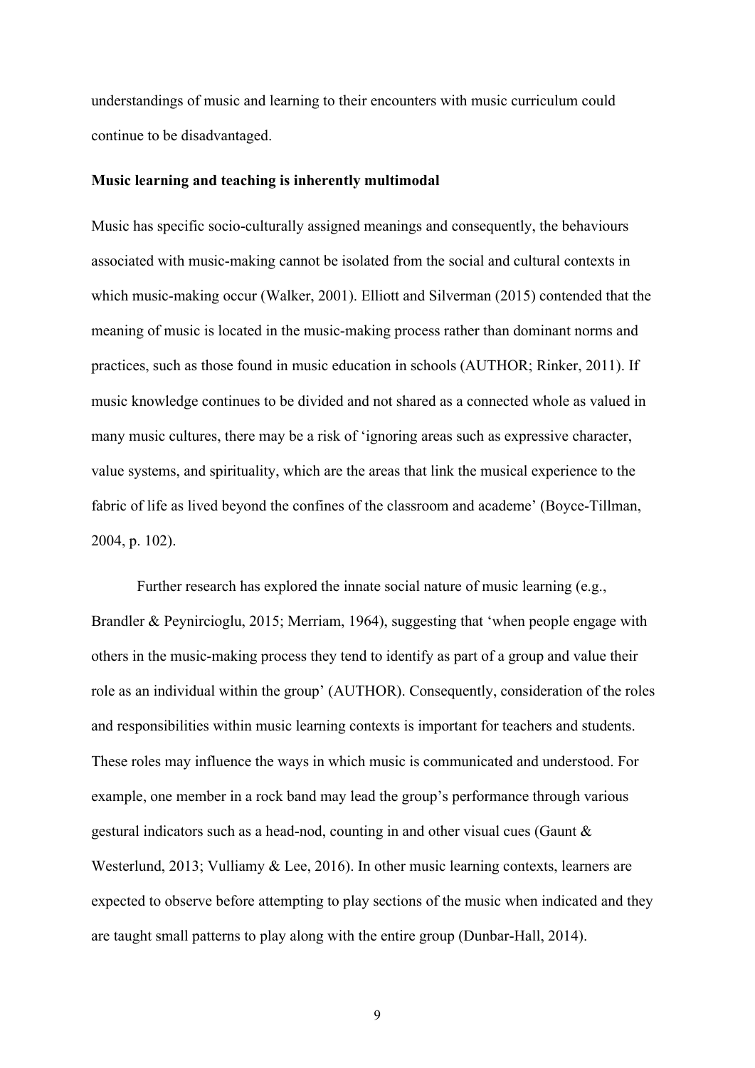understandings of music and learning to their encounters with music curriculum could continue to be disadvantaged.

## Music learning and teaching is inherently multimodal

Music has specific socio-culturally assigned meanings and consequently, the behaviours associated with music-making cannot be isolated from the social and cultural contexts in which music-making occur (Walker, 2001). Elliott and Silverman (2015) contended that the meaning of music is located in the music-making process rather than dominant norms and practices, such as those found in music education in schools (AUTHOR; Rinker, 2011). If music knowledge continues to be divided and not shared as a connected whole as valued in many music cultures, there may be a risk of 'ignoring areas such as expressive character, value systems, and spirituality, which are the areas that link the musical experience to the fabric of life as lived beyond the confines of the classroom and academe' (Boyce-Tillman, 2004, p. 102).

Further research has explored the innate social nature of music learning (e.g., Brandler & Peynircioglu, 2015; Merriam, 1964), suggesting that 'when people engage with others in the music-making process they tend to identify as part of a group and value their role as an individual within the group' (AUTHOR). Consequently, consideration of the roles and responsibilities within music learning contexts is important for teachers and students. These roles may influence the ways in which music is communicated and understood. For example, one member in a rock band may lead the group's performance through various gestural indicators such as a head-nod, counting in and other visual cues (Gaunt & Westerlund, 2013; Vulliamy & Lee, 2016). In other music learning contexts, learners are expected to observe before attempting to play sections of the music when indicated and they are taught small patterns to play along with the entire group (Dunbar-Hall, 2014).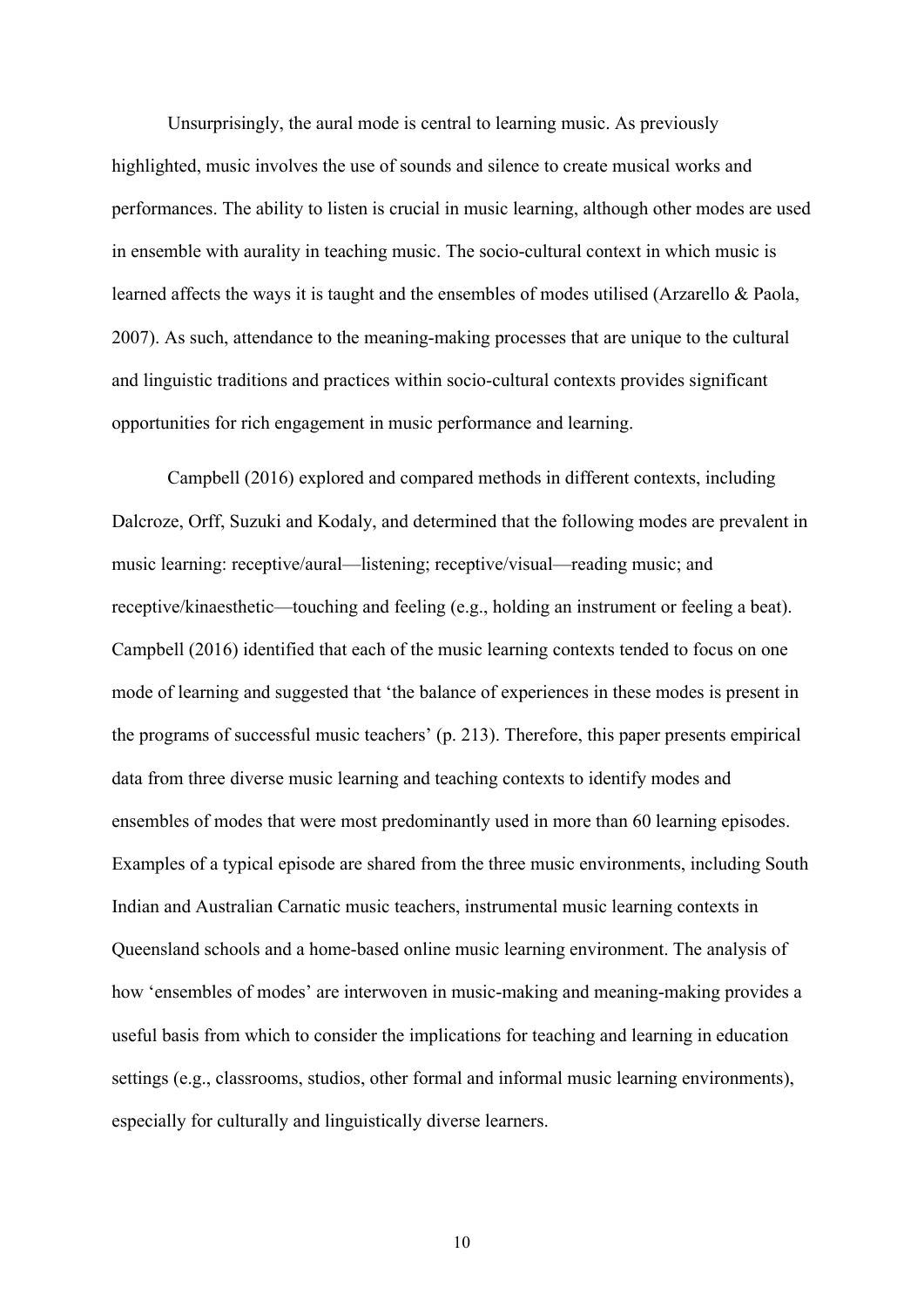Unsurprisingly, the aural mode is central to learning music. As previously highlighted, music involves the use of sounds and silence to create musical works and performances. The ability to listen is crucial in music learning, although other modes are used in ensemble with aurality in teaching music. The socio-cultural context in which music is learned affects the ways it is taught and the ensembles of modes utilised (Arzarello & Paola, 2007). As such, attendance to the meaning-making processes that are unique to the cultural and linguistic traditions and practices within socio-cultural contexts provides significant opportunities for rich engagement in music performance and learning.

Campbell (2016) explored and compared methods in different contexts, including Dalcroze, Orff, Suzuki and Kodaly, and determined that the following modes are prevalent in music learning: receptive/aural—listening; receptive/visual—reading music; and receptive/kinaesthetic—touching and feeling (e.g., holding an instrument or feeling a beat). Campbell (2016) identified that each of the music learning contexts tended to focus on one mode of learning and suggested that 'the balance of experiences in these modes is present in the programs of successful music teachers' (p. 213). Therefore, this paper presents empirical data from three diverse music learning and teaching contexts to identify modes and ensembles of modes that were most predominantly used in more than 60 learning episodes. Examples of a typical episode are shared from the three music environments, including South Indian and Australian Carnatic music teachers, instrumental music learning contexts in Queensland schools and a home-based online music learning environment. The analysis of how 'ensembles of modes' are interwoven in music-making and meaning-making provides a useful basis from which to consider the implications for teaching and learning in education settings (e.g., classrooms, studios, other formal and informal music learning environments), especially for culturally and linguistically diverse learners.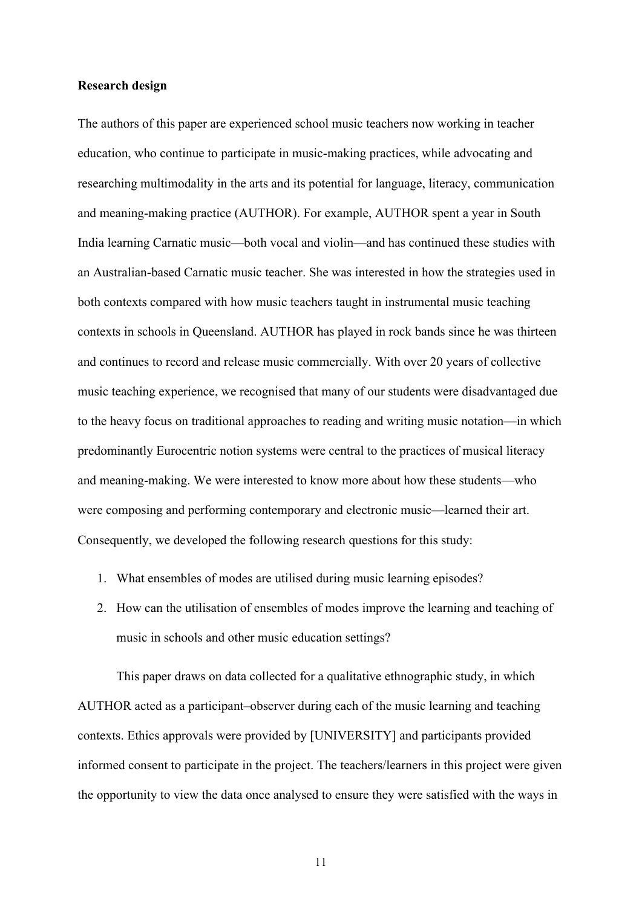**Research design**

The authors of this paper are experienced school music teachers now working in teacher education, who continue to participate in music-making practices, while advocating and researching multimodality in the arts and its potential for language, literacy, communication and meaning-making practice (AUTHOR). For example, AUTHOR spent a year in South India learning Carnatic music—both vocal and violin—and has continued these studies with an Australian-based Carnatic music teacher. She was interested in how the strategies used in both contexts compared with how music teachers taught in instrumental music teaching contexts in schools in Queensland. AUTHOR has played in rock bands since he was thirteen and continues to record and release music commercially. With over 20 years of collective music teaching experience, we recognised that many of our students were disadvantaged due to the heavy focus on traditional approaches to reading and writing music notation—in which predominantly Eurocentric notion systems were central to the practices of musical literacy and meaning-making. We were interested to know more about how these students—who were composing and performing contemporary and electronic music—learned their art. Consequently, we developed the following research questions for this study:

1. What ensembles of modes are utilised during music learning episodes?
2. How can the utilisation of ensembles of modes improve the learning and teaching of music in schools and other music education settings?

This paper draws on data collected for a qualitative ethnographic study, in which AUTHOR acted as a participant–observer during each of the music learning and teaching contexts. Ethics approvals were provided by [UNIVERSITY] and participants provided informed consent to participate in the project. The teachers/learners in this project were given the opportunity to view the data once analysed to ensure they were satisfied with the ways in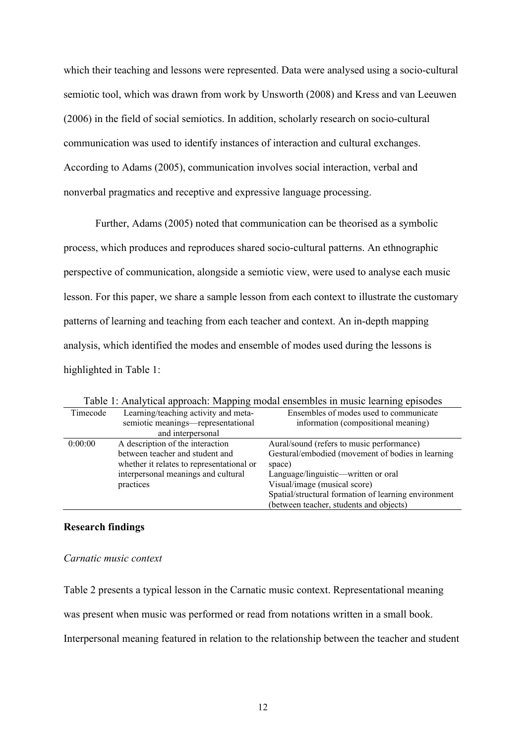which their teaching and lessons were represented. Data were analysed using a socio-cultural semiotic tool, which was drawn from work by Unsworth (2008) and Kress and van Leeuwen (2006) in the field of social semiotics. In addition, scholarly research on socio-cultural communication was used to identify instances of interaction and cultural exchanges. According to Adams (2005), communication involves social interaction, verbal and nonverbal pragmatics and receptive and expressive language processing.

Further, Adams (2005) noted that communication can be theorised as a symbolic process, which produces and reproduces shared socio-cultural patterns. An ethnographic perspective of communication, alongside a semiotic view, were used to analyse each music lesson. For this paper, we share a sample lesson from each context to illustrate the customary patterns of learning and teaching from each teacher and context. An in-depth mapping analysis, which identified the modes and ensemble of modes used during the lessons is highlighted in Table 1:

Table 1: Analytical approach: Mapping modal ensembles in music learning episodes

| Timecode | Learning/teaching activity and meta-semiotic meanings—representational and interpersonal | Ensembles of modes used to communicate information (compositional meaning) |
|---|---|---|
| 0:00:00 | A description of the interaction between teacher and student and whether it relates to representational or interpersonal meanings and cultural practices | Aural/sound (refers to music performance)<br>Gestural/embodied (movement of bodies in learning space)<br>Language/linguistic—written or oral<br>Visual/image (musical score)<br>Spatial/structural formation of learning environment (between teacher, students and objects) |

## Research findings

### *Carnatic music context*

Table 2 presents a typical lesson in the Carnatic music context. Representational meaning was present when music was performed or read from notations written in a small book. Interpersonal meaning featured in relation to the relationship between the teacher and student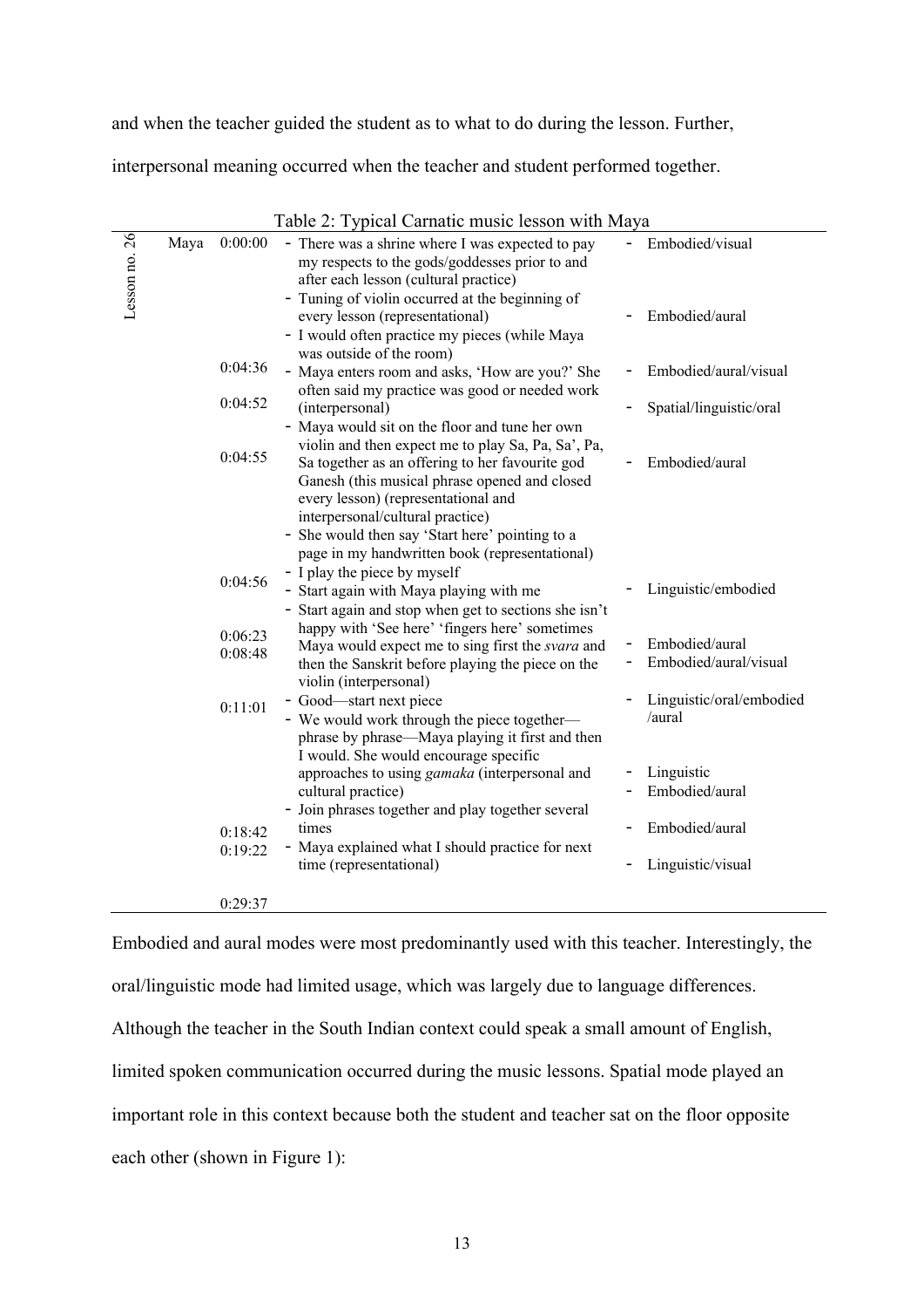and when the teacher guided the student as to what to do during the lesson. Further, interpersonal meaning occurred when the teacher and student performed together.

Table 2: Typical Carnatic music lesson with Maya

| Lesson no. 26 | Maya | 0:00:00 | - There was a shrine where I was expected to pay my respects to the gods/goddesses prior to and after each lesson (cultural practice)<br>- Tuning of violin occurred at the beginning of every lesson (representational)<br>- I would often practice my pieces (while Maya was outside of the room) | - Embodied/visual<br>- Embodied/aural |
|---|---|---|---|---|
| | | 0:04:36<br>0:04:52 | - Maya enters room and asks, 'How are you?' She often said my practice was good or needed work (interpersonal) | - Embodied/aural/visual<br>- Spatial/linguistic/oral |
| | | 0:04:55 | - Maya would sit on the floor and tune her own violin and then expect me to play Sa, Pa, Sa', Pa, Sa together as an offering to her favourite god Ganesh (this musical phrase opened and closed every lesson) (representational and interpersonal/cultural practice)<br>- She would then say 'Start here' pointing to a page in my handwritten book (representational) | - Embodied/aural |
| | | 0:04:56 | - I play the piece by myself<br>- Start again with Maya playing with me | - Linguistic/embodied |
| | | 0:06:23<br>0:08:48 | - Start again and stop when get to sections she isn't happy with 'See here' 'fingers here' sometimes Maya would expect me to sing first the *svara* and then the Sanskrit before playing the piece on the violin (interpersonal) | - Embodied/aural<br>- Embodied/aural/visual |
| | | 0:11:01 | - Good—start next piece<br>- We would work through the piece together—phrase by phrase—Maya playing it first and then I would. She would encourage specific approaches to using *gamaka* (interpersonal and cultural practice) | - Linguistic/oral/embodied /aural<br>- Linguistic<br>- Embodied/aural |
| | | 0:18:42 | - Join phrases together and play together several times | - Embodied/aural |
| | | 0:19:22 | - Maya explained what I should practice for next time (representational) | - Linguistic/visual |
| | | 0:29:37 | | |

Embodied and aural modes were most predominantly used with this teacher. Interestingly, the oral/linguistic mode had limited usage, which was largely due to language differences. Although the teacher in the South Indian context could speak a small amount of English, limited spoken communication occurred during the music lessons. Spatial mode played an important role in this context because both the student and teacher sat on the floor opposite each other (shown in Figure 1):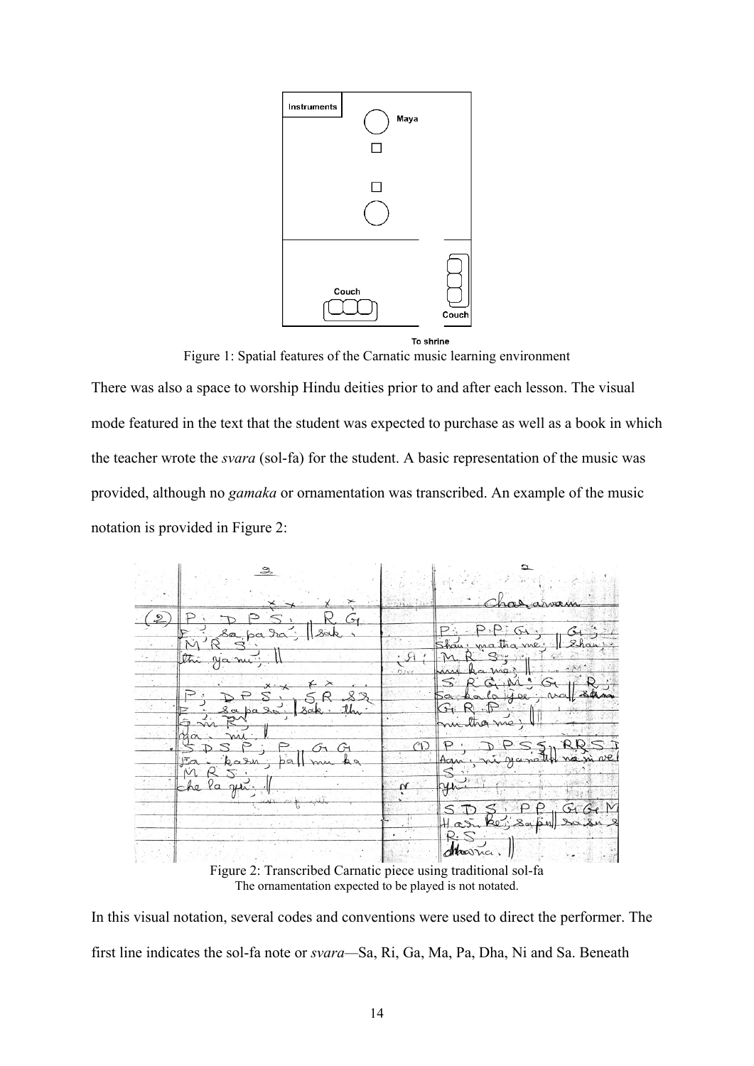Figure 1: Spatial features of the Carnatic music learning environment

There was also a space to worship Hindu deities prior to and after each lesson. The visual mode featured in the text that the student was expected to purchase as well as a book in which the teacher wrote the *svara* (sol-fa) for the student. A basic representation of the music was provided, although no *gamaka* or ornamentation was transcribed. An example of the music notation is provided in Figure 2:

Figure 2: Transcribed Carnatic piece using traditional sol-fa
The ornamentation expected to be played is not notated.

In this visual notation, several codes and conventions were used to direct the performer. The first line indicates the sol-fa note or *svara*—Sa, Ri, Ga, Ma, Pa, Dha, Ni and Sa. Beneath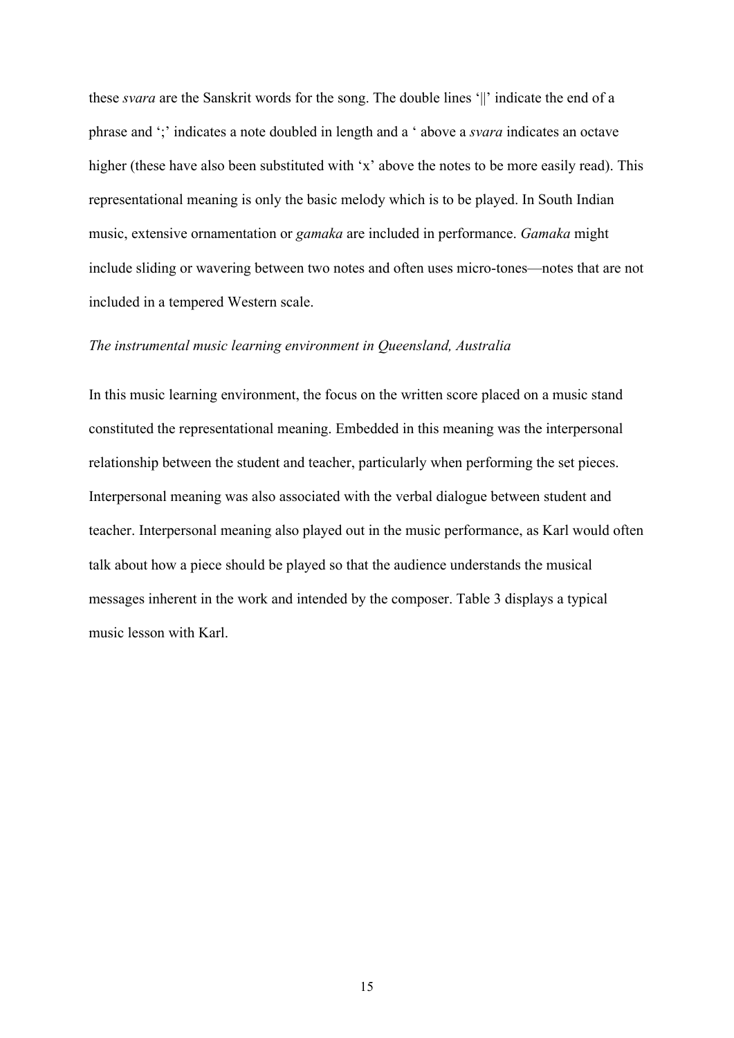these *svara* are the Sanskrit words for the song. The double lines '||' indicate the end of a phrase and ';' indicates a note doubled in length and a ' above a *svara* indicates an octave higher (these have also been substituted with 'x' above the notes to be more easily read). This representational meaning is only the basic melody which is to be played. In South Indian music, extensive ornamentation or *gamaka* are included in performance. *Gamaka* might include sliding or wavering between two notes and often uses micro-tones—notes that are not included in a tempered Western scale.

*The instrumental music learning environment in Queensland, Australia*

In this music learning environment, the focus on the written score placed on a music stand constituted the representational meaning. Embedded in this meaning was the interpersonal relationship between the student and teacher, particularly when performing the set pieces. Interpersonal meaning was also associated with the verbal dialogue between student and teacher. Interpersonal meaning also played out in the music performance, as Karl would often talk about how a piece should be played so that the audience understands the musical messages inherent in the work and intended by the composer. Table 3 displays a typical music lesson with Karl.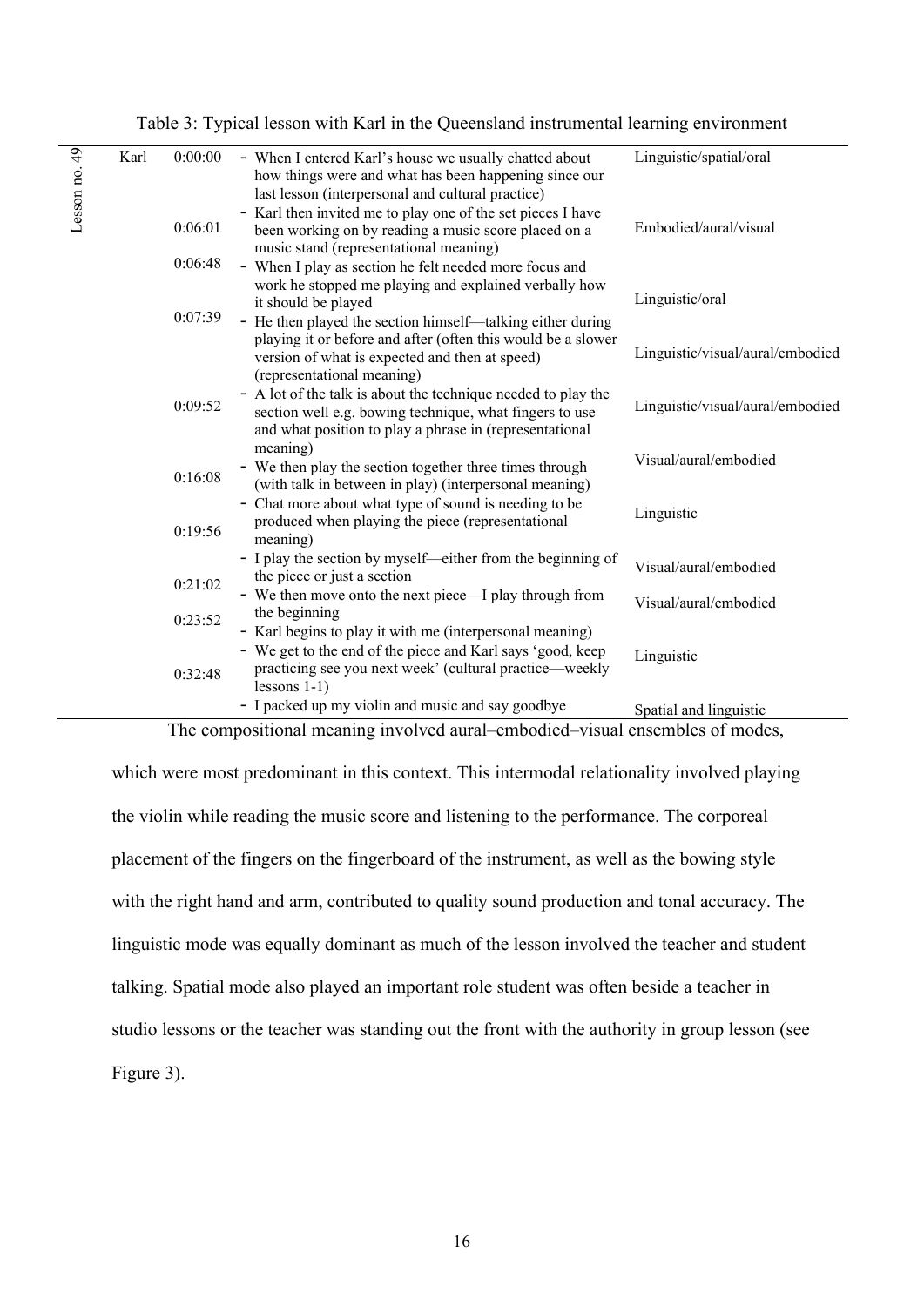Table 3: Typical lesson with Karl in the Queensland instrumental learning environment

| Lesson | Teacher | Time | Activity | Modes |
|---|---|---|---|---|
| Lesson no. 49 | Karl | 0:00:00 | - When I entered Karl's house we usually chatted about how things were and what has been happening since our last lesson (interpersonal and cultural practice) | Linguistic/spatial/oral |
| | | 0:06:01 | - Karl then invited me to play one of the set pieces I have been working on by reading a music score placed on a music stand (representational meaning) | Embodied/aural/visual |
| | | 0:06:48 | - When I play as section he felt needed more focus and work he stopped me playing and explained verbally how it should be played | Linguistic/oral |
| | | 0:07:39 | - He then played the section himself—talking either during playing it or before and after (often this would be a slower version of what is expected and then at speed) (representational meaning) | Linguistic/visual/aural/embodied |
| | | 0:09:52 | - A lot of the talk is about the technique needed to play the section well e.g. bowing technique, what fingers to use and what position to play a phrase in (representational meaning) | Linguistic/visual/aural/embodied |
| | | 0:16:08 | - We then play the section together three times through (with talk in between in play) (interpersonal meaning) | Visual/aural/embodied |
| | | 0:19:56 | - Chat more about what type of sound is needing to be produced when playing the piece (representational meaning) | Linguistic |
| | | 0:21:02 | - I play the section by myself—either from the beginning of the piece or just a section | Visual/aural/embodied |
| | | 0:23:52 | - We then move onto the next piece—I play through from the beginning | Visual/aural/embodied |
| | | | - Karl begins to play it with me (interpersonal meaning) | |
| | | 0:32:48 | - We get to the end of the piece and Karl says 'good, keep practicing see you next week' (cultural practice—weekly lessons 1-1) | Linguistic |
| | | | - I packed up my violin and music and say goodbye | Spatial and linguistic |

The compositional meaning involved aural–embodied–visual ensembles of modes, which were most predominant in this context. This intermodal relationality involved playing the violin while reading the music score and listening to the performance. The corporeal placement of the fingers on the fingerboard of the instrument, as well as the bowing style with the right hand and arm, contributed to quality sound production and tonal accuracy. The linguistic mode was equally dominant as much of the lesson involved the teacher and student talking. Spatial mode also played an important role student was often beside a teacher in studio lessons or the teacher was standing out the front with the authority in group lesson (see Figure 3).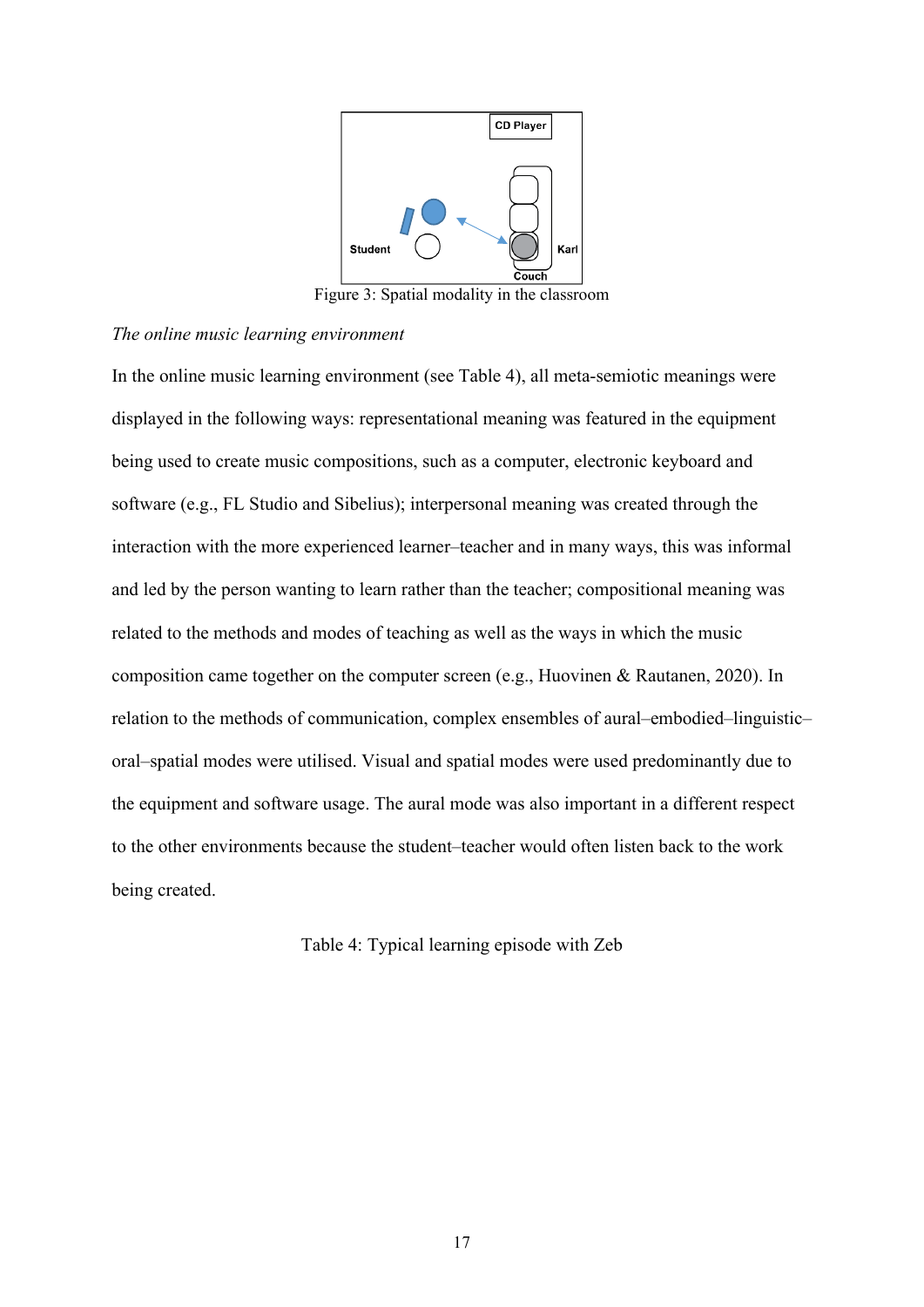Figure 3: Spatial modality in the classroom

*The online music learning environment*

In the online music learning environment (see Table 4), all meta-semiotic meanings were displayed in the following ways: representational meaning was featured in the equipment being used to create music compositions, such as a computer, electronic keyboard and software (e.g., FL Studio and Sibelius); interpersonal meaning was created through the interaction with the more experienced learner–teacher and in many ways, this was informal and led by the person wanting to learn rather than the teacher; compositional meaning was related to the methods and modes of teaching as well as the ways in which the music composition came together on the computer screen (e.g., Huovinen & Rautanen, 2020). In relation to the methods of communication, complex ensembles of aural–embodied–linguistic–oral–spatial modes were utilised. Visual and spatial modes were used predominantly due to the equipment and software usage. The aural mode was also important in a different respect to the other environments because the student–teacher would often listen back to the work being created.

Table 4: Typical learning episode with Zeb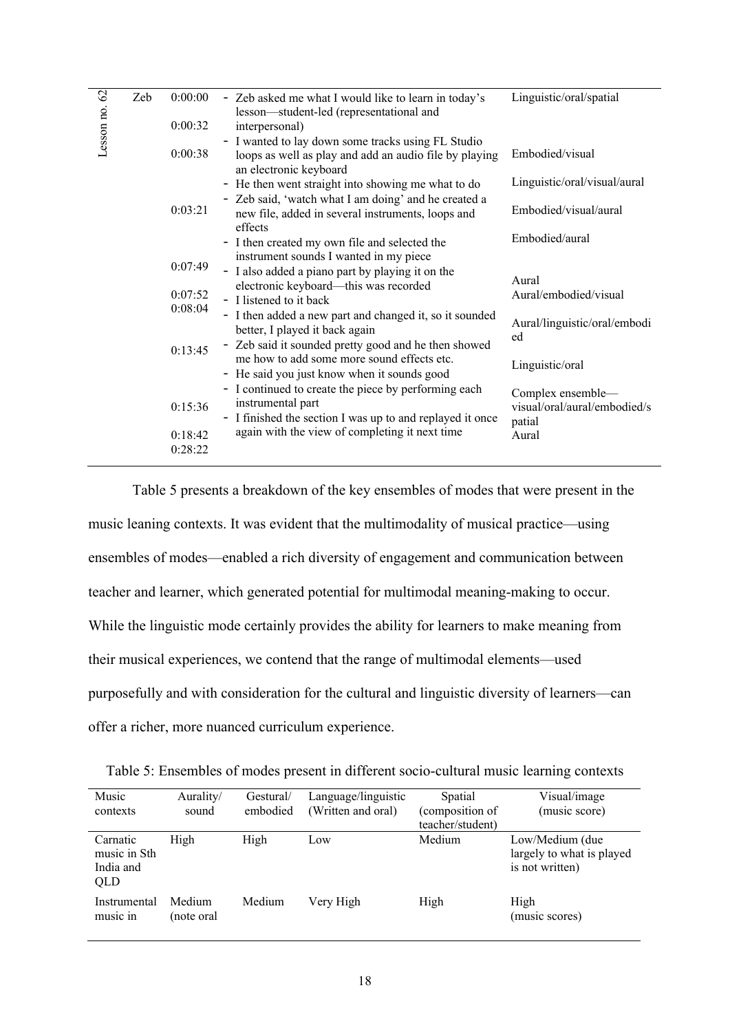| | | | | |
|---|---|---|---|---|
| Lesson no. 62 | Zeb | 0:00:00 | - Zeb asked me what I would like to learn in today's lesson—student-led (representational and interpersonal) | Linguistic/oral/spatial |
| | | 0:00:32 | - I wanted to lay down some tracks using FL Studio loops as well as play and add an audio file by playing an electronic keyboard | Embodied/visual |
| | | 0:00:38 | - He then went straight into showing me what to do | Linguistic/oral/visual/aural |
| | | | - Zeb said, 'watch what I am doing' and he created a new file, added in several instruments, loops and effects | Embodied/visual/aural |
| | | 0:03:21 | - I then created my own file and selected the instrument sounds I wanted in my piece | Embodied/aural |
| | | 0:07:49 | - I also added a piano part by playing it on the electronic keyboard—this was recorded | |
| | | 0:07:52 | - I listened to it back | Aural |
| | | 0:08:04 | - I then added a new part and changed it, so it sounded better, I played it back again | Aural/embodied/visual |
| | | 0:13:45 | - Zeb said it sounded pretty good and he then showed me how to add some more sound effects etc. | Aural/linguistic/oral/embodied |
| | | | - He said you just know when it sounds good | Linguistic/oral |
| | | 0:15:36 | - I continued to create the piece by performing each instrumental part | Complex ensemble—visual/oral/aural/embodied/spatial |
| | | 0:18:42 | - I finished the section I was up to and replayed it once again with the view of completing it next time | Aural |
| | | 0:28:22 | | |

Table 5 presents a breakdown of the key ensembles of modes that were present in the music leaning contexts. It was evident that the multimodality of musical practice—using ensembles of modes—enabled a rich diversity of engagement and communication between teacher and learner, which generated potential for multimodal meaning-making to occur. While the linguistic mode certainly provides the ability for learners to make meaning from their musical experiences, we contend that the range of multimodal elements—used purposefully and with consideration for the cultural and linguistic diversity of learners—can offer a richer, more nuanced curriculum experience.

Table 5: Ensembles of modes present in different socio-cultural music learning contexts

| Music contexts | Aurality/ sound | Gestural/ embodied | Language/linguistic (Written and oral) | Spatial (composition of teacher/student) | Visual/image (music score) |
|---|---|---|---|---|---|
| Carnatic music in Sth India and QLD | High | High | Low | Medium | Low/Medium (due largely to what is played is not written) |
| Instrumental music in | Medium (note oral | Medium | Very High | High | High (music scores) |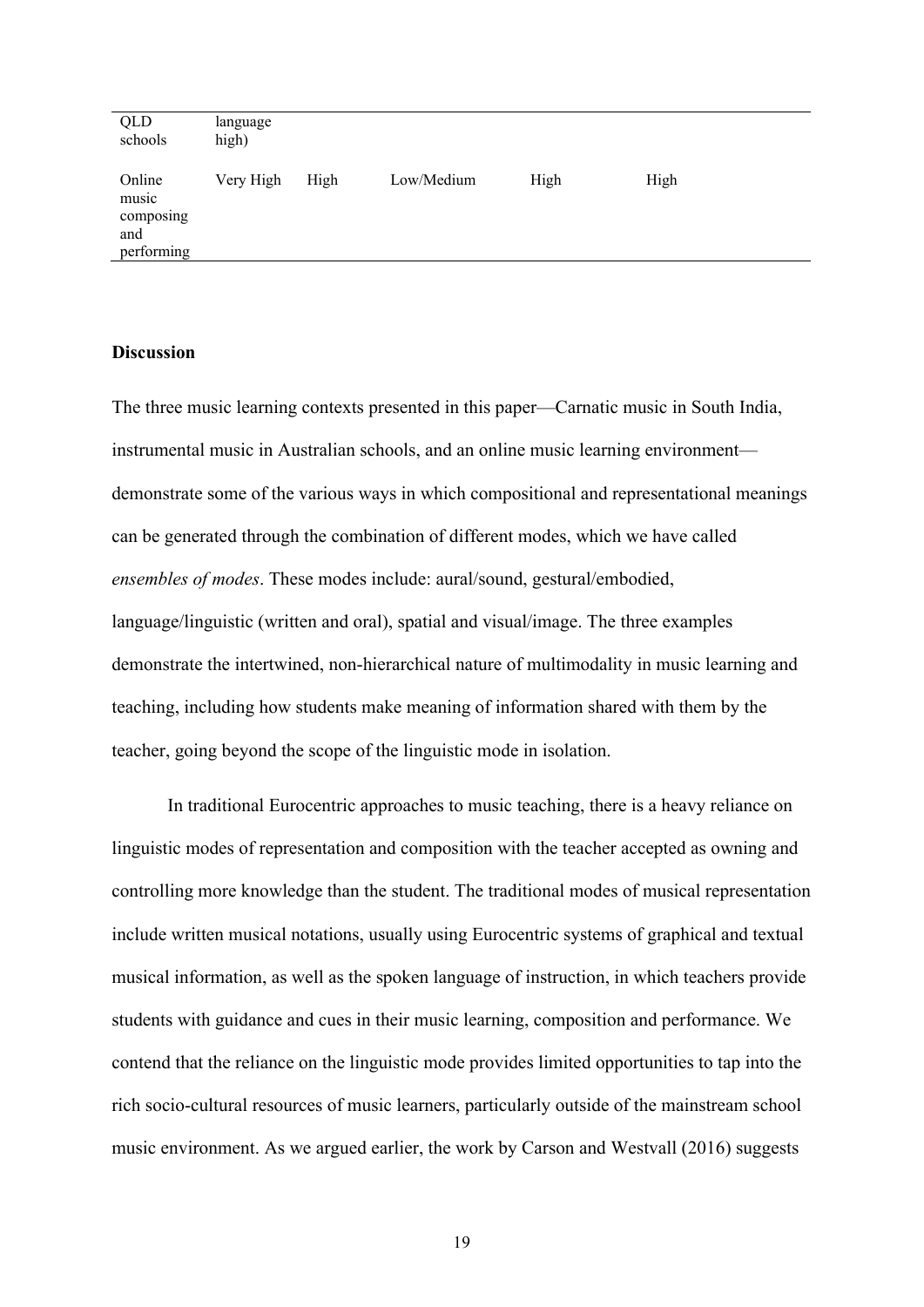| | | | | | |
|---|---|---|---|---|---|
| QLD schools | language high) | | | | |
| Online music composing and performing | Very High | High | Low/Medium | High | High |

**Discussion**

The three music learning contexts presented in this paper—Carnatic music in South India, instrumental music in Australian schools, and an online music learning environment—demonstrate some of the various ways in which compositional and representational meanings can be generated through the combination of different modes, which we have called *ensembles of modes*. These modes include: aural/sound, gestural/embodied, language/linguistic (written and oral), spatial and visual/image. The three examples demonstrate the intertwined, non-hierarchical nature of multimodality in music learning and teaching, including how students make meaning of information shared with them by the teacher, going beyond the scope of the linguistic mode in isolation.

In traditional Eurocentric approaches to music teaching, there is a heavy reliance on linguistic modes of representation and composition with the teacher accepted as owning and controlling more knowledge than the student. The traditional modes of musical representation include written musical notations, usually using Eurocentric systems of graphical and textual musical information, as well as the spoken language of instruction, in which teachers provide students with guidance and cues in their music learning, composition and performance. We contend that the reliance on the linguistic mode provides limited opportunities to tap into the rich socio-cultural resources of music learners, particularly outside of the mainstream school music environment. As we argued earlier, the work by Carson and Westvall (2016) suggests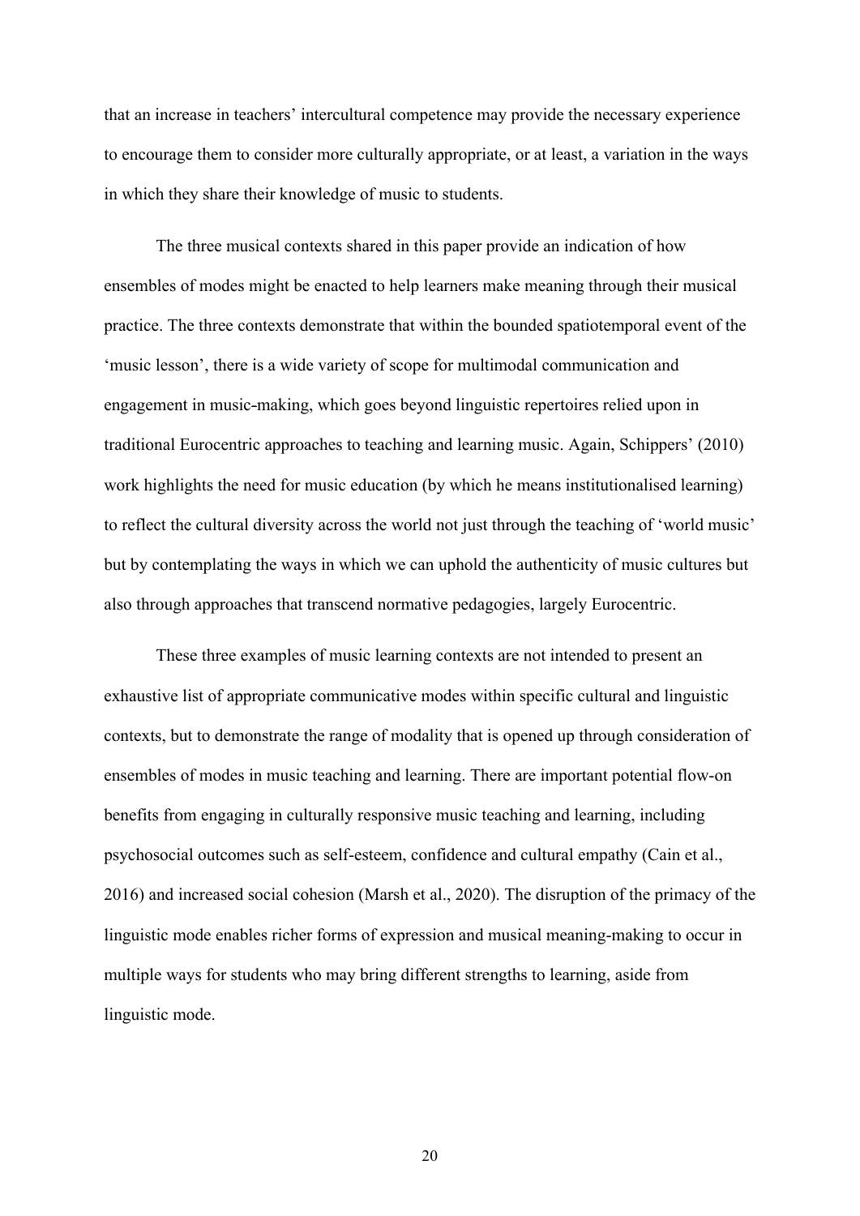that an increase in teachers' intercultural competence may provide the necessary experience to encourage them to consider more culturally appropriate, or at least, a variation in the ways in which they share their knowledge of music to students.

The three musical contexts shared in this paper provide an indication of how ensembles of modes might be enacted to help learners make meaning through their musical practice. The three contexts demonstrate that within the bounded spatiotemporal event of the 'music lesson', there is a wide variety of scope for multimodal communication and engagement in music-making, which goes beyond linguistic repertoires relied upon in traditional Eurocentric approaches to teaching and learning music. Again, Schippers' (2010) work highlights the need for music education (by which he means institutionalised learning) to reflect the cultural diversity across the world not just through the teaching of 'world music' but by contemplating the ways in which we can uphold the authenticity of music cultures but also through approaches that transcend normative pedagogies, largely Eurocentric.

These three examples of music learning contexts are not intended to present an exhaustive list of appropriate communicative modes within specific cultural and linguistic contexts, but to demonstrate the range of modality that is opened up through consideration of ensembles of modes in music teaching and learning. There are important potential flow-on benefits from engaging in culturally responsive music teaching and learning, including psychosocial outcomes such as self-esteem, confidence and cultural empathy (Cain et al., 2016) and increased social cohesion (Marsh et al., 2020). The disruption of the primacy of the linguistic mode enables richer forms of expression and musical meaning-making to occur in multiple ways for students who may bring different strengths to learning, aside from linguistic mode.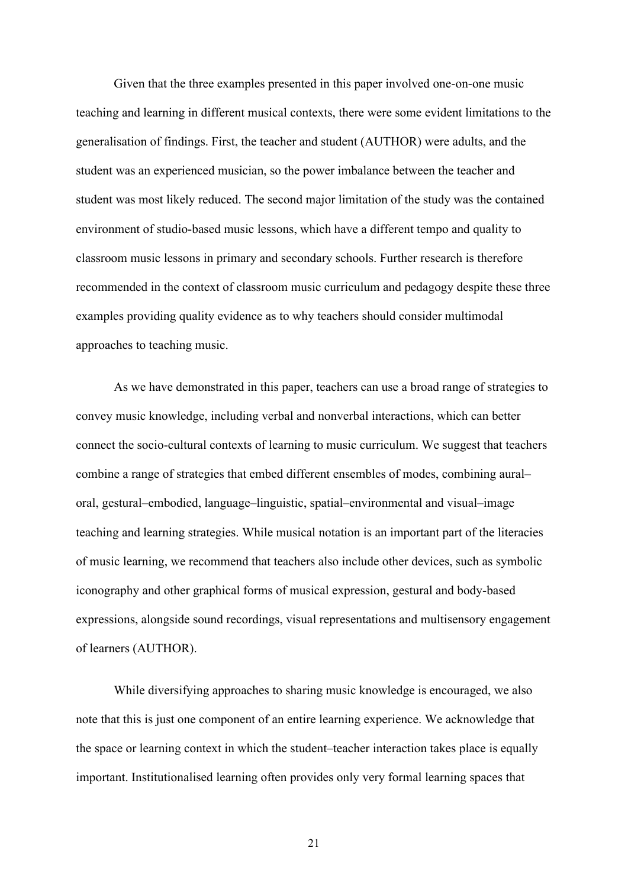Given that the three examples presented in this paper involved one-on-one music teaching and learning in different musical contexts, there were some evident limitations to the generalisation of findings. First, the teacher and student (AUTHOR) were adults, and the student was an experienced musician, so the power imbalance between the teacher and student was most likely reduced. The second major limitation of the study was the contained environment of studio-based music lessons, which have a different tempo and quality to classroom music lessons in primary and secondary schools. Further research is therefore recommended in the context of classroom music curriculum and pedagogy despite these three examples providing quality evidence as to why teachers should consider multimodal approaches to teaching music.

As we have demonstrated in this paper, teachers can use a broad range of strategies to convey music knowledge, including verbal and nonverbal interactions, which can better connect the socio-cultural contexts of learning to music curriculum. We suggest that teachers combine a range of strategies that embed different ensembles of modes, combining aural–oral, gestural–embodied, language–linguistic, spatial–environmental and visual–image teaching and learning strategies. While musical notation is an important part of the literacies of music learning, we recommend that teachers also include other devices, such as symbolic iconography and other graphical forms of musical expression, gestural and body-based expressions, alongside sound recordings, visual representations and multisensory engagement of learners (AUTHOR).

While diversifying approaches to sharing music knowledge is encouraged, we also note that this is just one component of an entire learning experience. We acknowledge that the space or learning context in which the student–teacher interaction takes place is equally important. Institutionalised learning often provides only very formal learning spaces that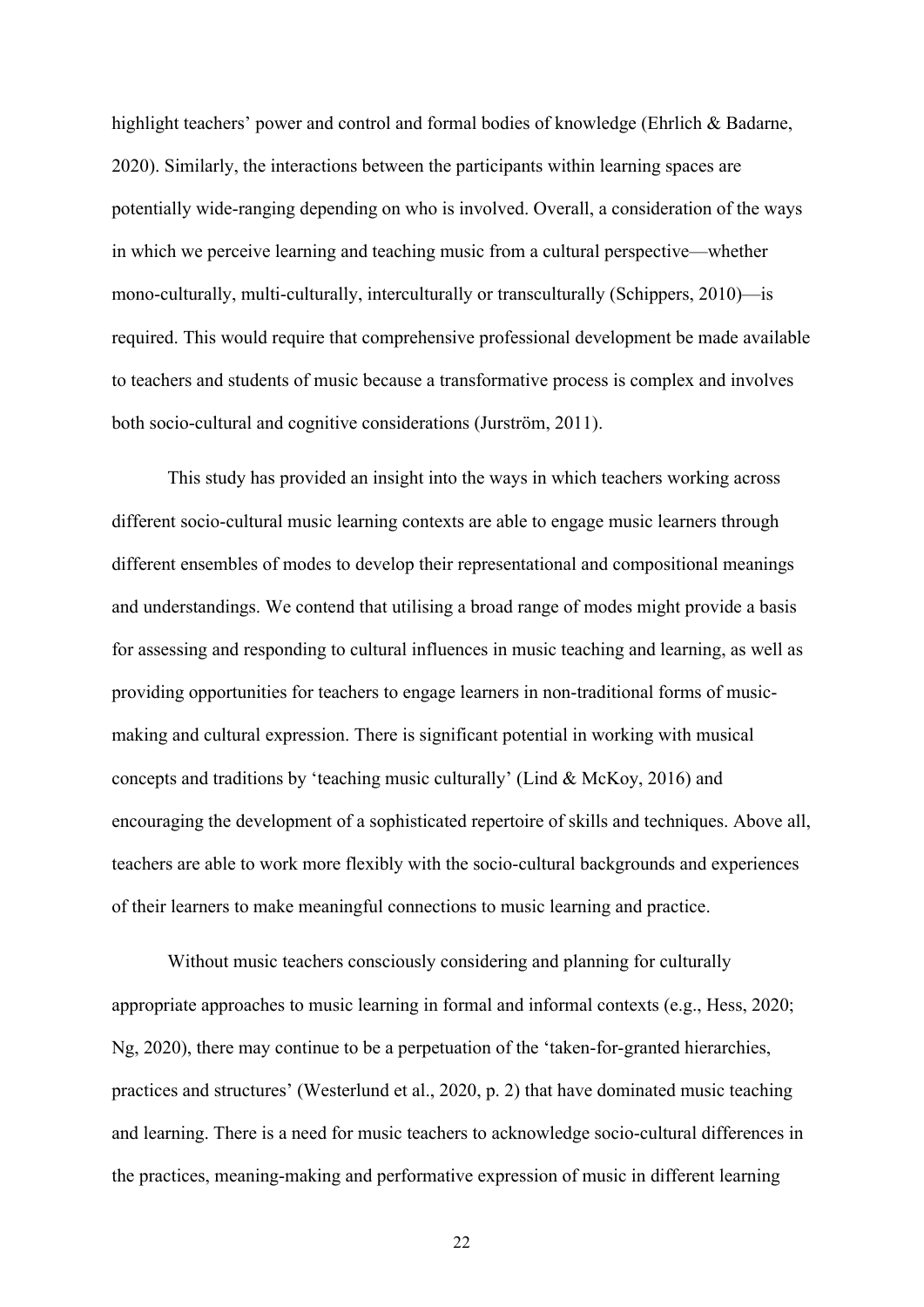highlight teachers' power and control and formal bodies of knowledge (Ehrlich & Badarne, 2020). Similarly, the interactions between the participants within learning spaces are potentially wide-ranging depending on who is involved. Overall, a consideration of the ways in which we perceive learning and teaching music from a cultural perspective—whether mono-culturally, multi-culturally, interculturally or transculturally (Schippers, 2010)—is required. This would require that comprehensive professional development be made available to teachers and students of music because a transformative process is complex and involves both socio-cultural and cognitive considerations (Jurström, 2011).

This study has provided an insight into the ways in which teachers working across different socio-cultural music learning contexts are able to engage music learners through different ensembles of modes to develop their representational and compositional meanings and understandings. We contend that utilising a broad range of modes might provide a basis for assessing and responding to cultural influences in music teaching and learning, as well as providing opportunities for teachers to engage learners in non-traditional forms of music-making and cultural expression. There is significant potential in working with musical concepts and traditions by 'teaching music culturally' (Lind & McKoy, 2016) and encouraging the development of a sophisticated repertoire of skills and techniques. Above all, teachers are able to work more flexibly with the socio-cultural backgrounds and experiences of their learners to make meaningful connections to music learning and practice.

Without music teachers consciously considering and planning for culturally appropriate approaches to music learning in formal and informal contexts (e.g., Hess, 2020; Ng, 2020), there may continue to be a perpetuation of the 'taken-for-granted hierarchies, practices and structures' (Westerlund et al., 2020, p. 2) that have dominated music teaching and learning. There is a need for music teachers to acknowledge socio-cultural differences in the practices, meaning-making and performative expression of music in different learning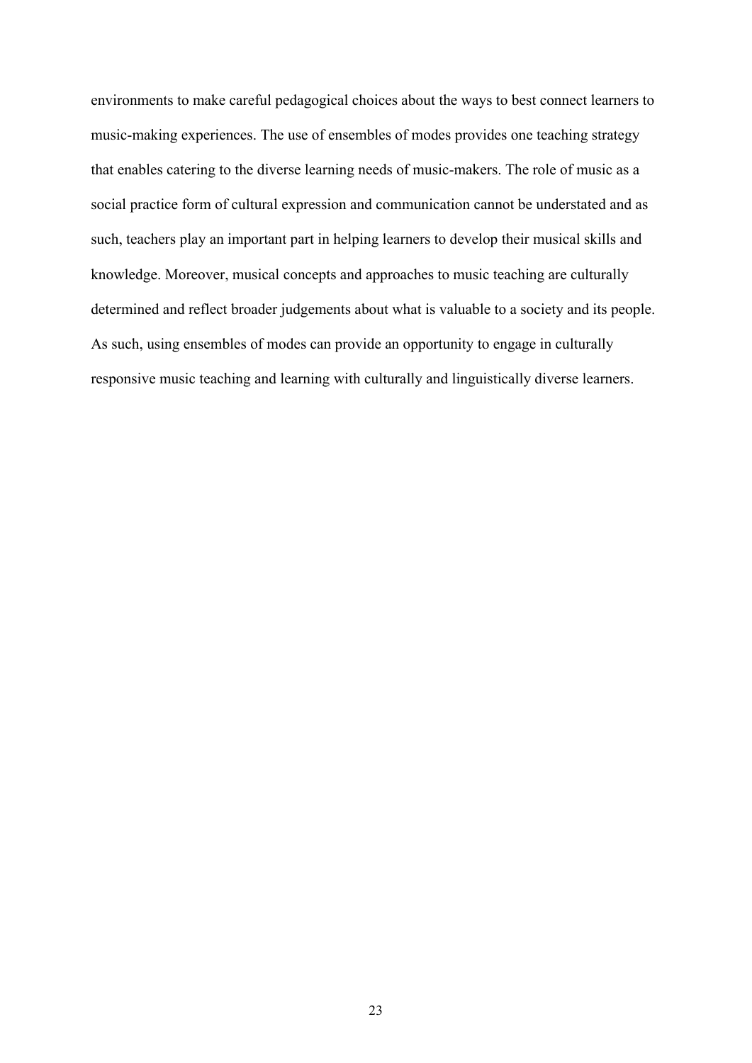environments to make careful pedagogical choices about the ways to best connect learners to music-making experiences. The use of ensembles of modes provides one teaching strategy that enables catering to the diverse learning needs of music-makers. The role of music as a social practice form of cultural expression and communication cannot be understated and as such, teachers play an important part in helping learners to develop their musical skills and knowledge. Moreover, musical concepts and approaches to music teaching are culturally determined and reflect broader judgements about what is valuable to a society and its people. As such, using ensembles of modes can provide an opportunity to engage in culturally responsive music teaching and learning with culturally and linguistically diverse learners.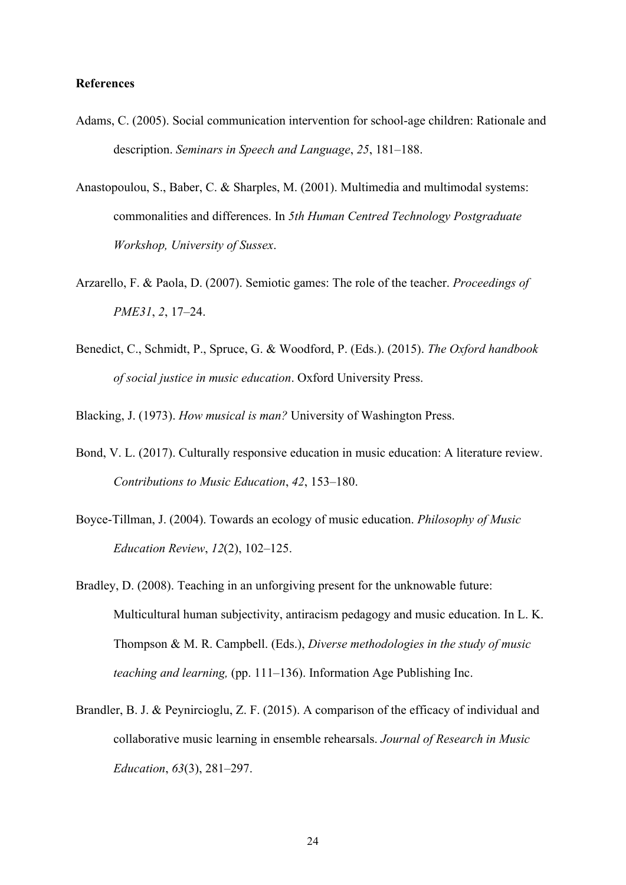**References**

Adams, C. (2005). Social communication intervention for school-age children: Rationale and description. *Seminars in Speech and Language*, *25*, 181–188.

Anastopoulou, S., Baber, C. & Sharples, M. (2001). Multimedia and multimodal systems: commonalities and differences. In *5th Human Centred Technology Postgraduate Workshop, University of Sussex*.

Arzarello, F. & Paola, D. (2007). Semiotic games: The role of the teacher. *Proceedings of PME31*, *2*, 17–24.

Benedict, C., Schmidt, P., Spruce, G. & Woodford, P. (Eds.). (2015). *The Oxford handbook of social justice in music education*. Oxford University Press.

Blacking, J. (1973). *How musical is man?* University of Washington Press.

Bond, V. L. (2017). Culturally responsive education in music education: A literature review. *Contributions to Music Education*, *42*, 153–180.

Boyce-Tillman, J. (2004). Towards an ecology of music education. *Philosophy of Music Education Review*, *12*(2), 102–125.

Bradley, D. (2008). Teaching in an unforgiving present for the unknowable future: Multicultural human subjectivity, antiracism pedagogy and music education. In L. K. Thompson & M. R. Campbell. (Eds.), *Diverse methodologies in the study of music teaching and learning,* (pp. 111–136). Information Age Publishing Inc.

Brandler, B. J. & Peynircioglu, Z. F. (2015). A comparison of the efficacy of individual and collaborative music learning in ensemble rehearsals. *Journal of Research in Music Education*, *63*(3), 281–297.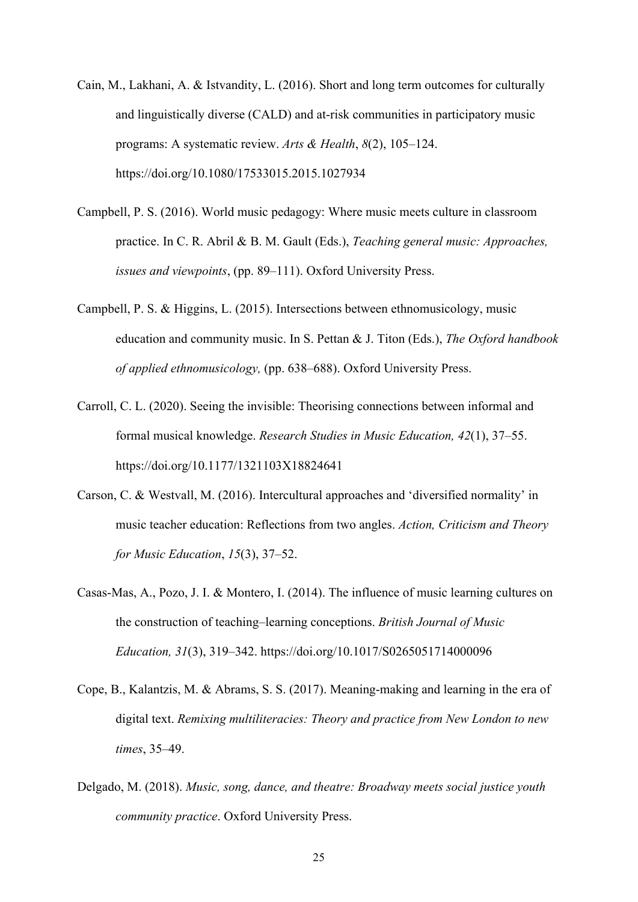Cain, M., Lakhani, A. & Istvandity, L. (2016). Short and long term outcomes for culturally and linguistically diverse (CALD) and at-risk communities in participatory music programs: A systematic review. *Arts & Health*, *8*(2), 105–124. https://doi.org/10.1080/17533015.2015.1027934

Campbell, P. S. (2016). World music pedagogy: Where music meets culture in classroom practice. In C. R. Abril & B. M. Gault (Eds.), *Teaching general music: Approaches, issues and viewpoints*, (pp. 89–111). Oxford University Press.

Campbell, P. S. & Higgins, L. (2015). Intersections between ethnomusicology, music education and community music. In S. Pettan & J. Titon (Eds.), *The Oxford handbook of applied ethnomusicology,* (pp. 638–688). Oxford University Press.

Carroll, C. L. (2020). Seeing the invisible: Theorising connections between informal and formal musical knowledge. *Research Studies in Music Education, 42*(1), 37–55. https://doi.org/10.1177/1321103X18824641

Carson, C. & Westvall, M. (2016). Intercultural approaches and 'diversified normality' in music teacher education: Reflections from two angles. *Action, Criticism and Theory for Music Education*, *15*(3), 37–52.

Casas-Mas, A., Pozo, J. I. & Montero, I. (2014). The influence of music learning cultures on the construction of teaching–learning conceptions. *British Journal of Music Education, 31*(3), 319–342. https://doi.org/10.1017/S0265051714000096

Cope, B., Kalantzis, M. & Abrams, S. S. (2017). Meaning-making and learning in the era of digital text. *Remixing multiliteracies: Theory and practice from New London to new times*, 35–49.

Delgado, M. (2018). *Music, song, dance, and theatre: Broadway meets social justice youth community practice*. Oxford University Press.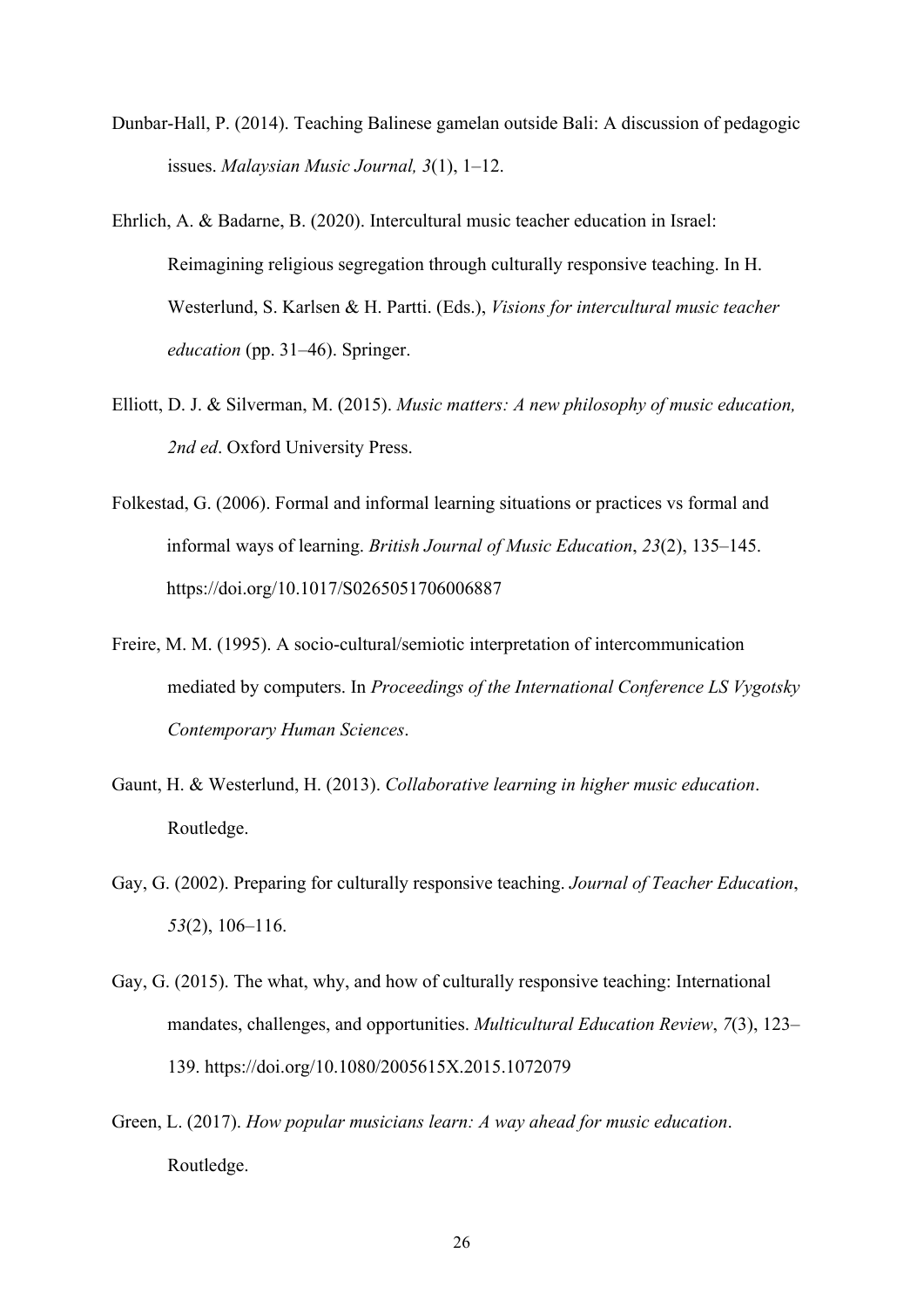Dunbar-Hall, P. (2014). Teaching Balinese gamelan outside Bali: A discussion of pedagogic issues. *Malaysian Music Journal, 3*(1), 1–12.

Ehrlich, A. & Badarne, B. (2020). Intercultural music teacher education in Israel: Reimagining religious segregation through culturally responsive teaching. In H. Westerlund, S. Karlsen & H. Partti. (Eds.), *Visions for intercultural music teacher education* (pp. 31–46). Springer.

Elliott, D. J. & Silverman, M. (2015). *Music matters: A new philosophy of music education, 2nd ed*. Oxford University Press.

Folkestad, G. (2006). Formal and informal learning situations or practices vs formal and informal ways of learning. *British Journal of Music Education*, *23*(2), 135–145. https://doi.org/10.1017/S0265051706006887

Freire, M. M. (1995). A socio-cultural/semiotic interpretation of intercommunication mediated by computers. In *Proceedings of the International Conference LS Vygotsky Contemporary Human Sciences*.

Gaunt, H. & Westerlund, H. (2013). *Collaborative learning in higher music education*. Routledge.

Gay, G. (2002). Preparing for culturally responsive teaching. *Journal of Teacher Education*, *53*(2), 106–116.

Gay, G. (2015). The what, why, and how of culturally responsive teaching: International mandates, challenges, and opportunities. *Multicultural Education Review*, *7*(3), 123–139. https://doi.org/10.1080/2005615X.2015.1072079

Green, L. (2017). *How popular musicians learn: A way ahead for music education*. Routledge.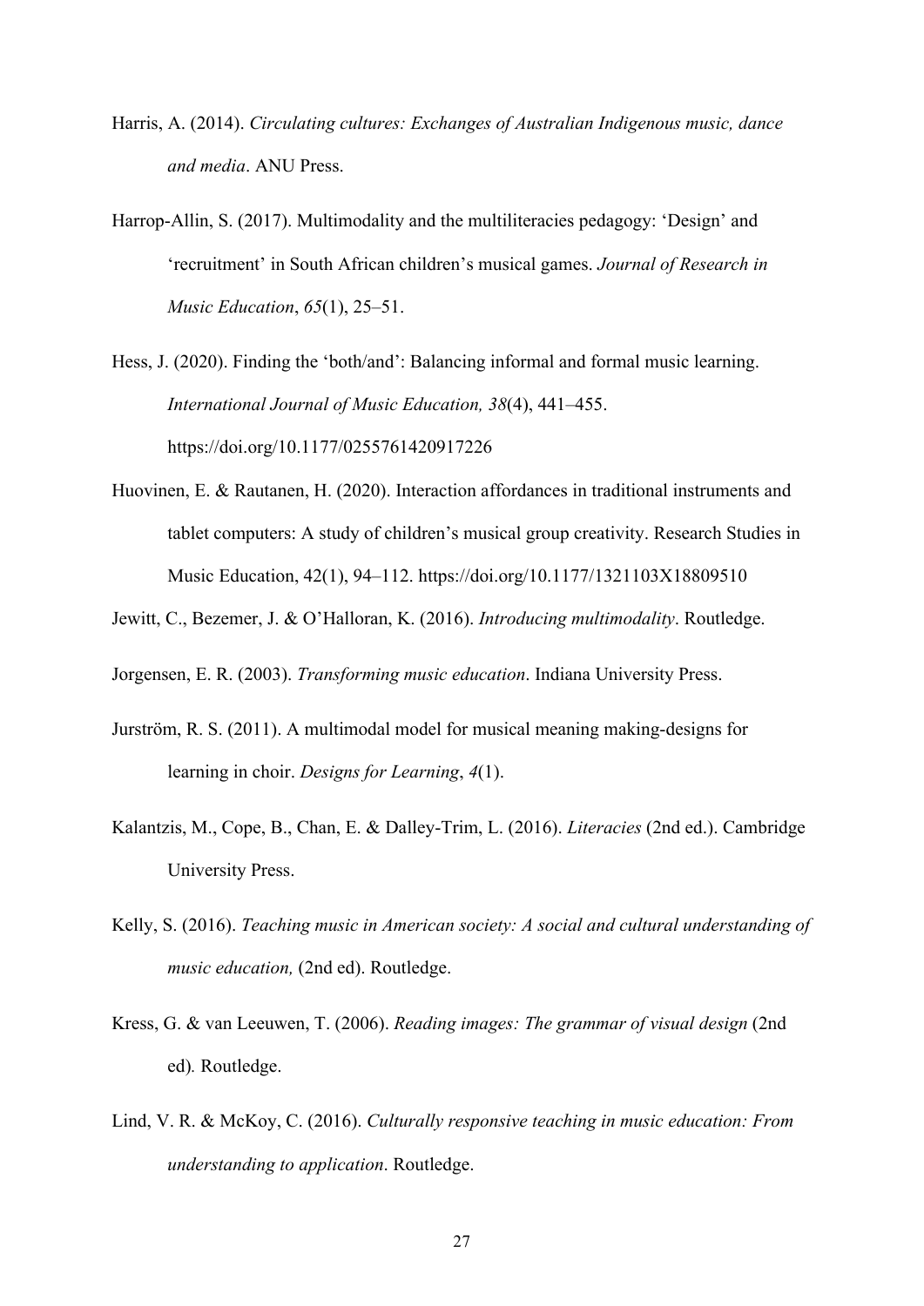Harris, A. (2014). *Circulating cultures: Exchanges of Australian Indigenous music, dance and media*. ANU Press.

Harrop-Allin, S. (2017). Multimodality and the multiliteracies pedagogy: 'Design' and 'recruitment' in South African children's musical games. *Journal of Research in Music Education*, *65*(1), 25–51.

Hess, J. (2020). Finding the 'both/and': Balancing informal and formal music learning. *International Journal of Music Education, 38*(4), 441–455. https://doi.org/10.1177/0255761420917226

Huovinen, E. & Rautanen, H. (2020). Interaction affordances in traditional instruments and tablet computers: A study of children's musical group creativity. Research Studies in Music Education, 42(1), 94–112. https://doi.org/10.1177/1321103X18809510

Jewitt, C., Bezemer, J. & O'Halloran, K. (2016). *Introducing multimodality*. Routledge.

Jorgensen, E. R. (2003). *Transforming music education*. Indiana University Press.

Jurström, R. S. (2011). A multimodal model for musical meaning making-designs for learning in choir. *Designs for Learning*, *4*(1).

Kalantzis, M., Cope, B., Chan, E. & Dalley-Trim, L. (2016). *Literacies* (2nd ed.). Cambridge University Press.

Kelly, S. (2016). *Teaching music in American society: A social and cultural understanding of music education,* (2nd ed). Routledge.

Kress, G. & van Leeuwen, T. (2006). *Reading images: The grammar of visual design* (2nd ed)*.* Routledge.

Lind, V. R. & McKoy, C. (2016). *Culturally responsive teaching in music education: From understanding to application*. Routledge.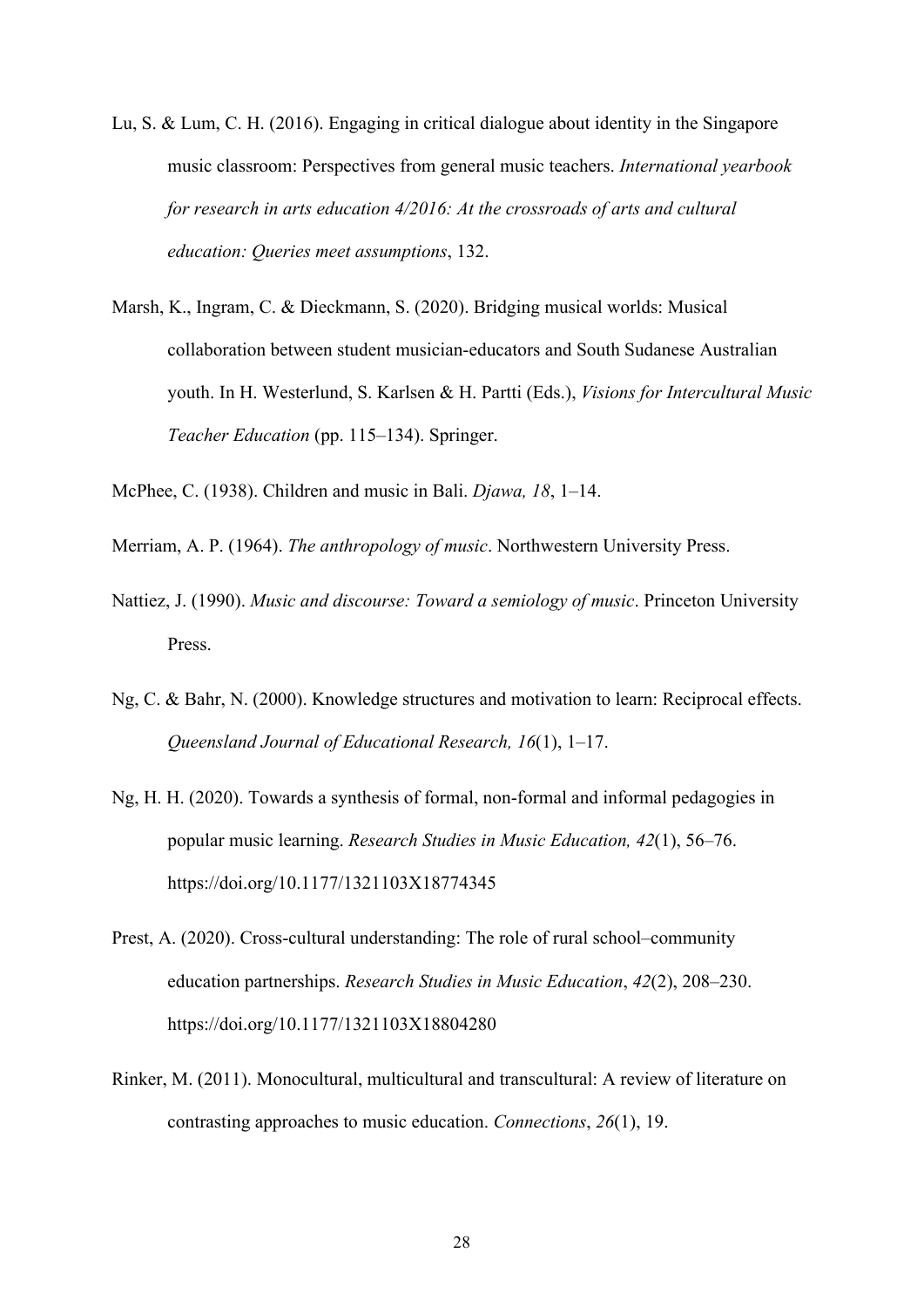Lu, S. & Lum, C. H. (2016). Engaging in critical dialogue about identity in the Singapore music classroom: Perspectives from general music teachers. *International yearbook for research in arts education 4/2016: At the crossroads of arts and cultural education: Queries meet assumptions*, 132.

Marsh, K., Ingram, C. & Dieckmann, S. (2020). Bridging musical worlds: Musical collaboration between student musician-educators and South Sudanese Australian youth. In H. Westerlund, S. Karlsen & H. Partti (Eds.), *Visions for Intercultural Music Teacher Education* (pp. 115–134). Springer.

McPhee, C. (1938). Children and music in Bali. *Djawa, 18*, 1–14.

Merriam, A. P. (1964). *The anthropology of music*. Northwestern University Press.

Nattiez, J. (1990). *Music and discourse: Toward a semiology of music*. Princeton University Press.

Ng, C. & Bahr, N. (2000). Knowledge structures and motivation to learn: Reciprocal effects. *Queensland Journal of Educational Research, 16*(1), 1–17.

Ng, H. H. (2020). Towards a synthesis of formal, non-formal and informal pedagogies in popular music learning. *Research Studies in Music Education, 42*(1), 56–76. https://doi.org/10.1177/1321103X18774345

Prest, A. (2020). Cross-cultural understanding: The role of rural school–community education partnerships. *Research Studies in Music Education*, *42*(2), 208–230. https://doi.org/10.1177/1321103X18804280

Rinker, M. (2011). Monocultural, multicultural and transcultural: A review of literature on contrasting approaches to music education. *Connections*, *26*(1), 19.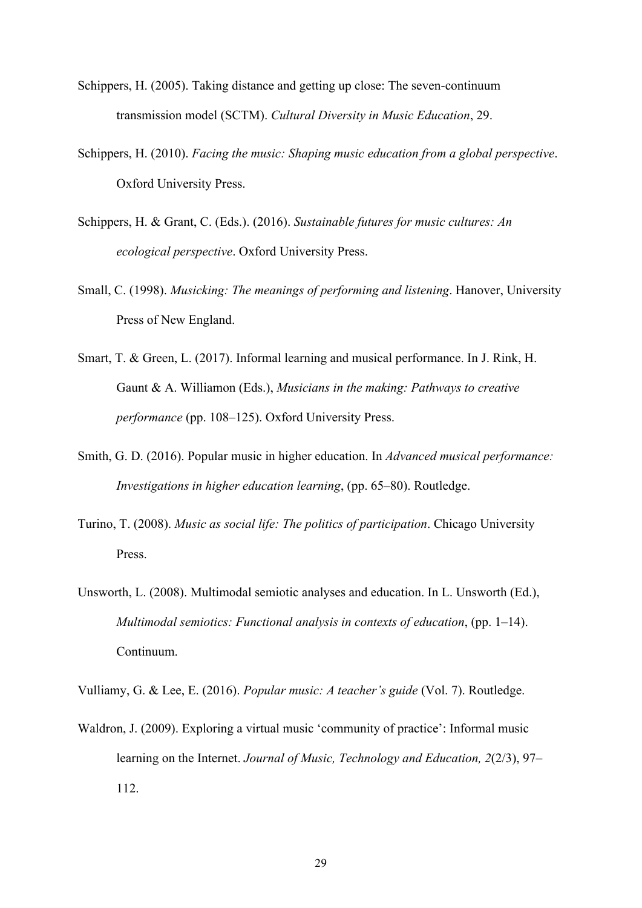Schippers, H. (2005). Taking distance and getting up close: The seven-continuum transmission model (SCTM). *Cultural Diversity in Music Education*, 29.

Schippers, H. (2010). *Facing the music: Shaping music education from a global perspective*. Oxford University Press.

Schippers, H. & Grant, C. (Eds.). (2016). *Sustainable futures for music cultures: An ecological perspective*. Oxford University Press.

Small, C. (1998). *Musicking: The meanings of performing and listening*. Hanover, University Press of New England.

Smart, T. & Green, L. (2017). Informal learning and musical performance. In J. Rink, H. Gaunt & A. Williamon (Eds.), *Musicians in the making: Pathways to creative performance* (pp. 108–125). Oxford University Press.

Smith, G. D. (2016). Popular music in higher education. In *Advanced musical performance: Investigations in higher education learning*, (pp. 65–80). Routledge.

Turino, T. (2008). *Music as social life: The politics of participation*. Chicago University Press.

Unsworth, L. (2008). Multimodal semiotic analyses and education. In L. Unsworth (Ed.), *Multimodal semiotics: Functional analysis in contexts of education*, (pp. 1–14). Continuum.

Vulliamy, G. & Lee, E. (2016). *Popular music: A teacher's guide* (Vol. 7). Routledge.

Waldron, J. (2009). Exploring a virtual music 'community of practice': Informal music learning on the Internet. *Journal of Music, Technology and Education, 2*(2/3), 97–112.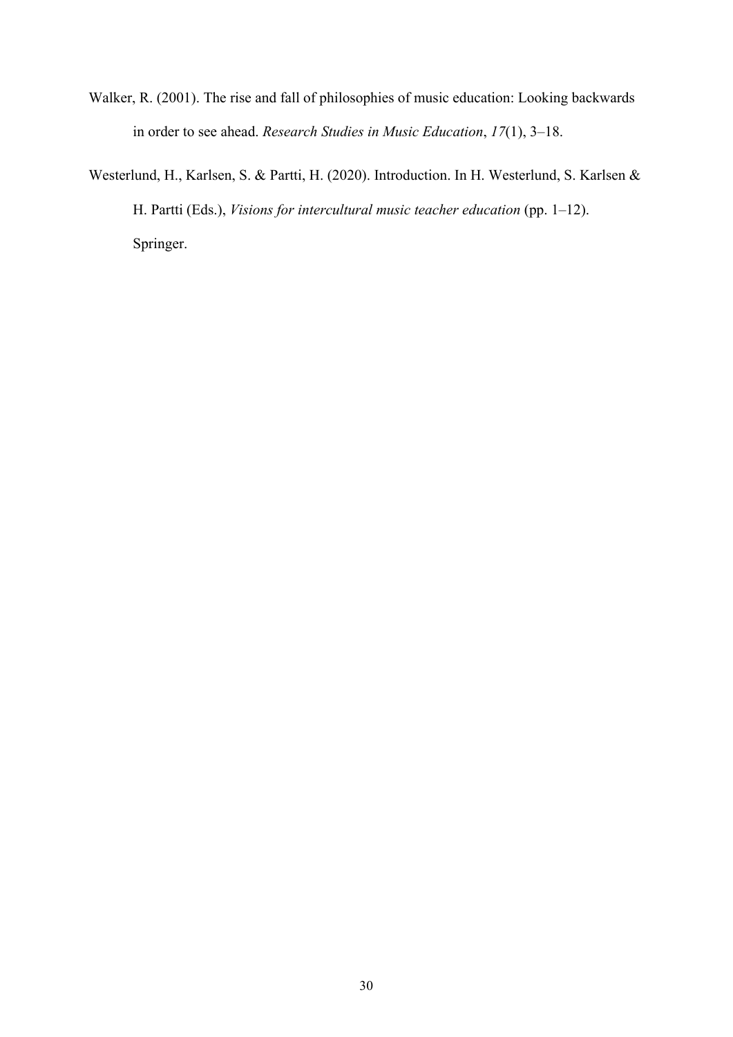Walker, R. (2001). The rise and fall of philosophies of music education: Looking backwards in order to see ahead. *Research Studies in Music Education*, *17*(1), 3–18.

Westerlund, H., Karlsen, S. & Partti, H. (2020). Introduction. In H. Westerlund, S. Karlsen & H. Partti (Eds.), *Visions for intercultural music teacher education* (pp. 1–12). Springer.